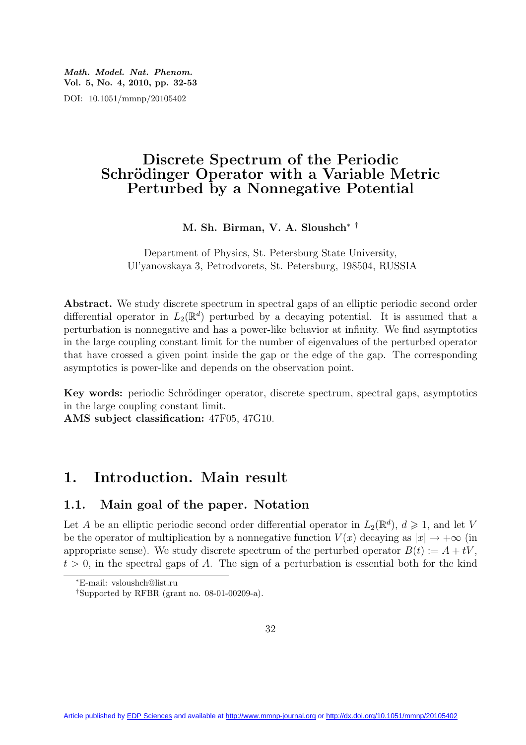# Discrete Spectrum of the Periodic Schrödinger Operator with a Variable Metric Perturbed by a Nonnegative Potential

**M. Sh. Birman, V. A. Sloushch**[*] [†]

Department of Physics, St. Petersburg State University,
Ul'yanovskaya 3, Petrodvorets, St. Petersburg, 198504, RUSSIA

**Abstract.** We study discrete spectrum in spectral gaps of an elliptic periodic second order differential operator in $L_2(\mathbb{R}^d)$ perturbed by a decaying potential. It is assumed that a perturbation is nonnegative and has a power-like behavior at infinity. We find asymptotics in the large coupling constant limit for the number of eigenvalues of the perturbed operator that have crossed a given point inside the gap or the edge of the gap. The corresponding asymptotics is power-like and depends on the observation point.

**Key words:** periodic Schrödinger operator, discrete spectrum, spectral gaps, asymptotics in the large coupling constant limit.

**AMS subject classification:** 47F05, 47G10.

## 1. Introduction. Main result

### 1.1. Main goal of the paper. Notation

Let $A$ be an elliptic periodic second order differential operator in $L_2(\mathbb{R}^d)$, $d \geqslant 1$, and let $V$ be the operator of multiplication by a nonnegative function $V(x)$ decaying as $|x| \to +\infty$ (in appropriate sense). We study discrete spectrum of the perturbed operator $B(t) := A + tV$, $t > 0$, in the spectral gaps of $A$. The sign of a perturbation is essential both for the kind

[*] E-mail: vsloushch@list.ru

[†] Supported by RFBR (grant no. 08-01-00209-a).

Article published by EDP Sciences and available at http://www.mmnp-journal.org or http://dx.doi.org/10.1051/mmnp/20105402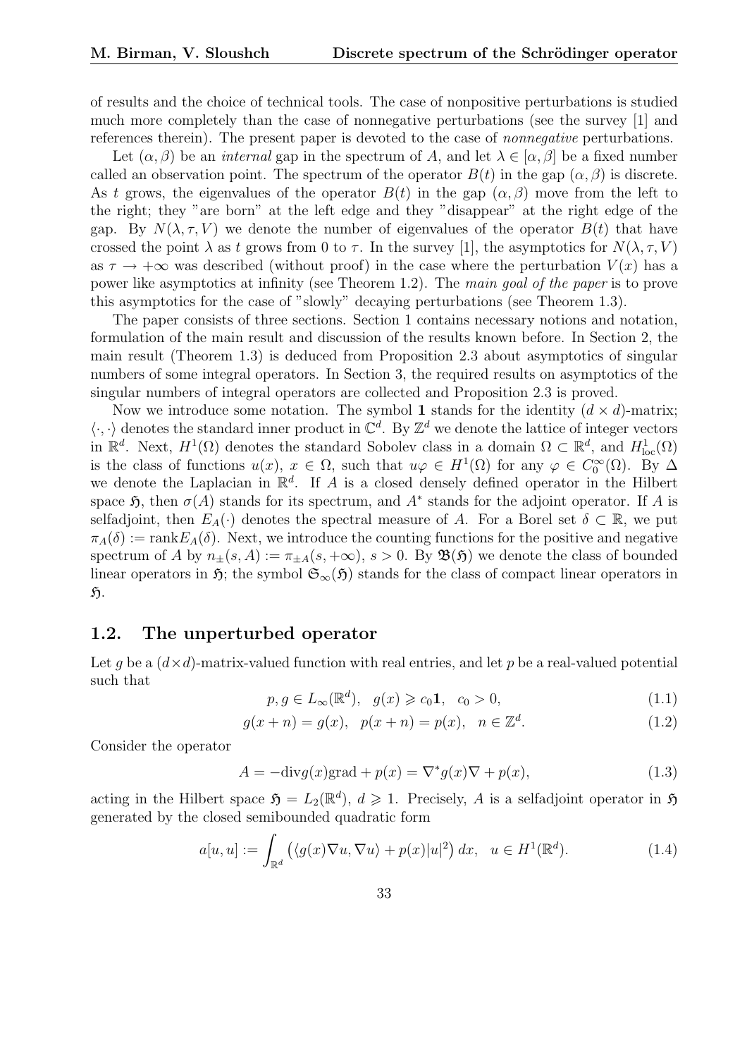of results and the choice of technical tools. The case of nonpositive perturbations is studied much more completely than the case of nonnegative perturbations (see the survey [1] and references therein). The present paper is devoted to the case of *nonnegative* perturbations.

Let $(\alpha, \beta)$ be an *internal* gap in the spectrum of $A$, and let $\lambda \in [\alpha, \beta]$ be a fixed number called an observation point. The spectrum of the operator $B(t)$ in the gap $(\alpha, \beta)$ is discrete. As $t$ grows, the eigenvalues of the operator $B(t)$ in the gap $(\alpha, \beta)$ move from the left to the right; they "are born" at the left edge and they "disappear" at the right edge of the gap. By $N(\lambda, \tau, V)$ we denote the number of eigenvalues of the operator $B(t)$ that have crossed the point $\lambda$ as $t$ grows from 0 to $\tau$. In the survey [1], the asymptotics for $N(\lambda, \tau, V)$ as $\tau \to +\infty$ was described (without proof) in the case where the perturbation $V(x)$ has a power like asymptotics at infinity (see Theorem 1.2). The *main goal of the paper* is to prove this asymptotics for the case of "slowly" decaying perturbations (see Theorem 1.3).

The paper consists of three sections. Section 1 contains necessary notions and notation, formulation of the main result and discussion of the results known before. In Section 2, the main result (Theorem 1.3) is deduced from Proposition 2.3 about asymptotics of singular numbers of some integral operators. In Section 3, the required results on asymptotics of the singular numbers of integral operators are collected and Proposition 2.3 is proved.

Now we introduce some notation. The symbol $\mathbf{1}$ stands for the identity $(d \times d)$-matrix; $\langle \cdot, \cdot \rangle$ denotes the standard inner product in $\mathbb{C}^d$. By $\mathbb{Z}^d$ we denote the lattice of integer vectors in $\mathbb{R}^d$. Next, $H^1(\Omega)$ denotes the standard Sobolev class in a domain $\Omega \subset \mathbb{R}^d$, and $H^1_{\mathrm{loc}}(\Omega)$ is the class of functions $u(x)$, $x \in \Omega$, such that $u\varphi \in H^1(\Omega)$ for any $\varphi \in C_0^\infty(\Omega)$. By $\Delta$ we denote the Laplacian in $\mathbb{R}^d$. If $A$ is a closed densely defined operator in the Hilbert space $\mathfrak{H}$, then $\sigma(A)$ stands for its spectrum, and $A^*$ stands for the adjoint operator. If $A$ is selfadjoint, then $E_A(\cdot)$ denotes the spectral measure of $A$. For a Borel set $\delta \subset \mathbb{R}$, we put $\pi_A(\delta) := \mathrm{rank} E_A(\delta)$. Next, we introduce the counting functions for the positive and negative spectrum of $A$ by $n_\pm(s, A) := \pi_{\pm A}(s, +\infty)$, $s > 0$. By $\mathfrak{B}(\mathfrak{H})$ we denote the class of bounded linear operators in $\mathfrak{H}$; the symbol $\mathfrak{S}_\infty(\mathfrak{H})$ stands for the class of compact linear operators in $\mathfrak{H}$.

## 1.2. The unperturbed operator

Let $g$ be a $(d \times d)$-matrix-valued function with real entries, and let $p$ be a real-valued potential such that

$$p, g \in L_\infty(\mathbb{R}^d), \quad g(x) \geqslant c_0 \mathbf{1}, \quad c_0 > 0, \tag{1.1}$$

$$g(x+n) = g(x), \quad p(x+n) = p(x), \quad n \in \mathbb{Z}^d. \tag{1.2}$$

Consider the operator

$$A = -\mathrm{div} g(x) \mathrm{grad} + p(x) = \nabla^* g(x) \nabla + p(x), \tag{1.3}$$

acting in the Hilbert space $\mathfrak{H} = L_2(\mathbb{R}^d)$, $d \geqslant 1$. Precisely, $A$ is a selfadjoint operator in $\mathfrak{H}$ generated by the closed semibounded quadratic form

$$a[u,u] := \int_{\mathbb{R}^d} \left( \langle g(x) \nabla u, \nabla u \rangle + p(x)|u|^2 \right) dx, \quad u \in H^1(\mathbb{R}^d). \tag{1.4}$$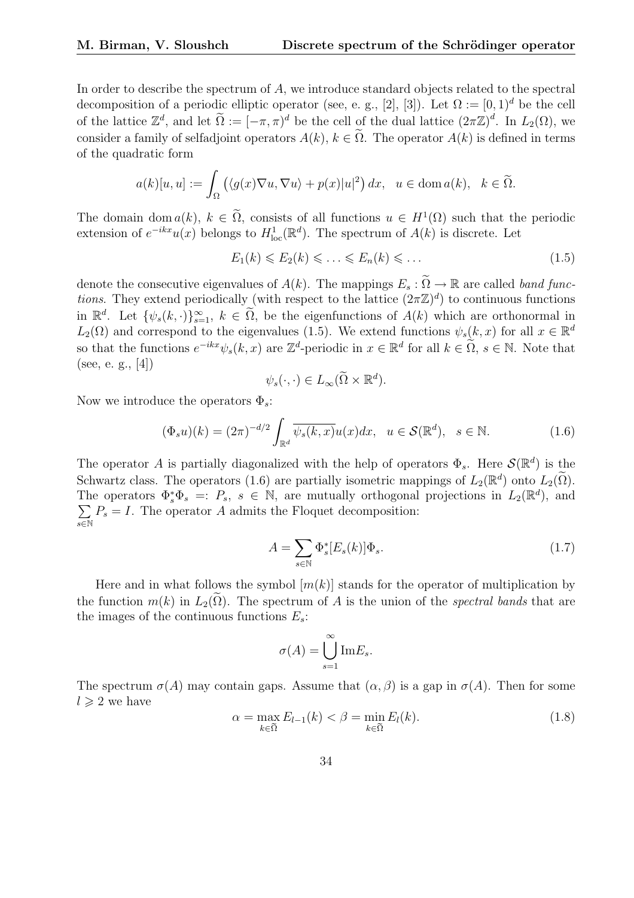In order to describe the spectrum of $A$, we introduce standard objects related to the spectral decomposition of a periodic elliptic operator (see, e. g., [2], [3]). Let $\Omega := [0,1)^d$ be the cell of the lattice $\mathbb{Z}^d$, and let $\widetilde{\Omega} := [-\pi,\pi)^d$ be the cell of the dual lattice $(2\pi\mathbb{Z})^d$. In $L_2(\Omega)$, we consider a family of selfadjoint operators $A(k)$, $k \in \widetilde{\Omega}$. The operator $A(k)$ is defined in terms of the quadratic form

$$a(k)[u,u] := \int_\Omega \left( \langle g(x)\nabla u, \nabla u\rangle + p(x)|u|^2 \right) dx, \quad u \in \operatorname{dom} a(k), \quad k \in \widetilde{\Omega}.$$

The domain $\operatorname{dom} a(k)$, $k \in \widetilde{\Omega}$, consists of all functions $u \in H^1(\Omega)$ such that the periodic extension of $e^{-ikx}u(x)$ belongs to $H^1_{\mathrm{loc}}(\mathbb{R}^d)$. The spectrum of $A(k)$ is discrete. Let

$$E_1(k) \leqslant E_2(k) \leqslant \ldots \leqslant E_n(k) \leqslant \ldots \tag{1.5}$$

denote the consecutive eigenvalues of $A(k)$. The mappings $E_s : \widetilde{\Omega} \to \mathbb{R}$ are called *band functions*. They extend periodically (with respect to the lattice $(2\pi\mathbb{Z})^d$) to continuous functions in $\mathbb{R}^d$. Let $\{\psi_s(k,\cdot)\}_{s=1}^\infty$, $k \in \widetilde{\Omega}$, be the eigenfunctions of $A(k)$ which are orthonormal in $L_2(\Omega)$ and correspond to the eigenvalues (1.5). We extend functions $\psi_s(k,x)$ for all $x \in \mathbb{R}^d$ so that the functions $e^{-ikx}\psi_s(k,x)$ are $\mathbb{Z}^d$-periodic in $x \in \mathbb{R}^d$ for all $k \in \widetilde{\Omega}$, $s \in \mathbb{N}$. Note that (see, e. g., [4])

$$\psi_s(\cdot,\cdot) \in L_\infty(\widetilde{\Omega} \times \mathbb{R}^d).$$

Now we introduce the operators $\Phi_s$:

$$(\Phi_s u)(k) = (2\pi)^{-d/2} \int_{\mathbb{R}^d} \overline{\psi_s(k,x)} u(x) dx, \quad u \in \mathcal{S}(\mathbb{R}^d), \quad s \in \mathbb{N}. \tag{1.6}$$

The operator $A$ is partially diagonalized with the help of operators $\Phi_s$. Here $\mathcal{S}(\mathbb{R}^d)$ is the Schwartz class. The operators (1.6) are partially isometric mappings of $L_2(\mathbb{R}^d)$ onto $L_2(\widetilde{\Omega})$. The operators $\Phi_s^*\Phi_s =: P_s$, $s \in \mathbb{N}$, are mutually orthogonal projections in $L_2(\mathbb{R}^d)$, and $\sum\limits_{s\in\mathbb{N}} P_s = I$. The operator $A$ admits the Floquet decomposition:

$$A = \sum_{s\in\mathbb{N}} \Phi_s^*[E_s(k)]\Phi_s. \tag{1.7}$$

Here and in what follows the symbol $[m(k)]$ stands for the operator of multiplication by the function $m(k)$ in $L_2(\widetilde{\Omega})$. The spectrum of $A$ is the union of the *spectral bands* that are the images of the continuous functions $E_s$:

$$\sigma(A) = \bigcup_{s=1}^\infty \operatorname{Im} E_s.$$

The spectrum $\sigma(A)$ may contain gaps. Assume that $(\alpha,\beta)$ is a gap in $\sigma(A)$. Then for some $l \geqslant 2$ we have

$$\alpha = \max_{k\in\widetilde{\Omega}} E_{l-1}(k) < \beta = \min_{k\in\widetilde{\Omega}} E_l(k). \tag{1.8}$$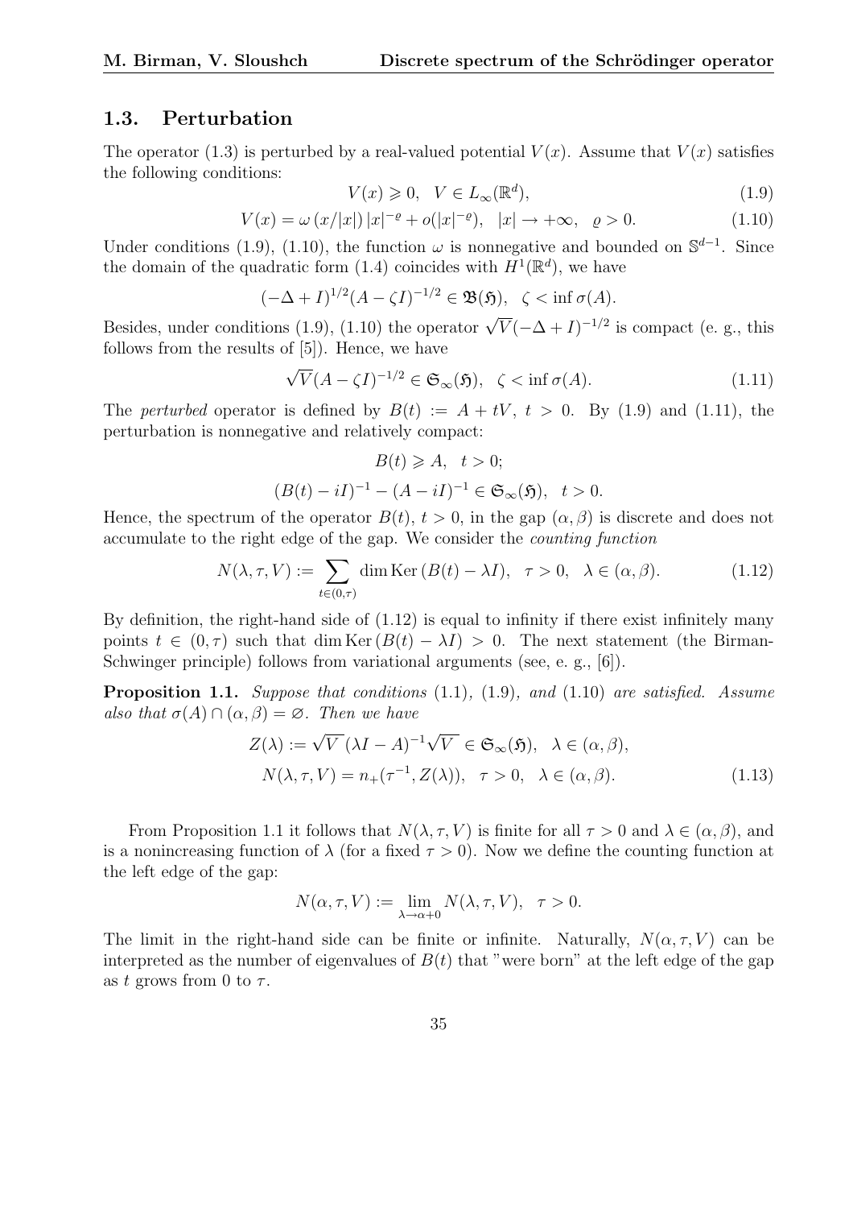### 1.3. Perturbation

The operator (1.3) is perturbed by a real-valued potential $V(x)$. Assume that $V(x)$ satisfies the following conditions:

$$V(x) \geqslant 0, \quad V \in L_\infty(\mathbb{R}^d), \tag{1.9}$$

$$V(x) = \omega\,(x/|x|)\,|x|^{-\varrho} + o(|x|^{-\varrho}), \quad |x| \to +\infty, \quad \varrho > 0. \tag{1.10}$$

Under conditions (1.9), (1.10), the function $\omega$ is nonnegative and bounded on $\mathbb{S}^{d-1}$. Since the domain of the quadratic form (1.4) coincides with $H^1(\mathbb{R}^d)$, we have

$$(-\Delta + I)^{1/2}(A - \zeta I)^{-1/2} \in \mathfrak{B}(\mathfrak{H}), \quad \zeta < \inf \sigma(A).$$

Besides, under conditions (1.9), (1.10) the operator $\sqrt{V}(-\Delta + I)^{-1/2}$ is compact (e. g., this follows from the results of [5]). Hence, we have

$$\sqrt{V}(A - \zeta I)^{-1/2} \in \mathfrak{S}_\infty(\mathfrak{H}), \quad \zeta < \inf \sigma(A). \tag{1.11}$$

The *perturbed* operator is defined by $B(t) := A + tV$, $t > 0$. By (1.9) and (1.11), the perturbation is nonnegative and relatively compact:

$$B(t) \geqslant A, \quad t > 0;$$

$$(B(t) - iI)^{-1} - (A - iI)^{-1} \in \mathfrak{S}_\infty(\mathfrak{H}), \quad t > 0.$$

Hence, the spectrum of the operator $B(t)$, $t > 0$, in the gap $(\alpha, \beta)$ is discrete and does not accumulate to the right edge of the gap. We consider the *counting function*

$$N(\lambda, \tau, V) := \sum_{t \in (0,\tau)} \dim \operatorname{Ker}(B(t) - \lambda I), \quad \tau > 0, \quad \lambda \in (\alpha, \beta). \tag{1.12}$$

By definition, the right-hand side of (1.12) is equal to infinity if there exist infinitely many points $t \in (0, \tau)$ such that $\dim \operatorname{Ker}(B(t) - \lambda I) > 0$. The next statement (the Birman-Schwinger principle) follows from variational arguments (see, e. g., [6]).

**Proposition 1.1.** *Suppose that conditions* (1.1)*,* (1.9)*, and* (1.10) *are satisfied. Assume also that* $\sigma(A) \cap (\alpha, \beta) = \varnothing$*. Then we have*

$$Z(\lambda) := \sqrt{V}\,(\lambda I - A)^{-1}\sqrt{V} \in \mathfrak{S}_\infty(\mathfrak{H}), \quad \lambda \in (\alpha, \beta),$$

$$N(\lambda, \tau, V) = n_+(\tau^{-1}, Z(\lambda)), \quad \tau > 0, \quad \lambda \in (\alpha, \beta). \tag{1.13}$$

From Proposition 1.1 it follows that $N(\lambda, \tau, V)$ is finite for all $\tau > 0$ and $\lambda \in (\alpha, \beta)$, and is a nonincreasing function of $\lambda$ (for a fixed $\tau > 0$). Now we define the counting function at the left edge of the gap:

$$N(\alpha, \tau, V) := \lim_{\lambda \to \alpha + 0} N(\lambda, \tau, V), \quad \tau > 0.$$

The limit in the right-hand side can be finite or infinite. Naturally, $N(\alpha, \tau, V)$ can be interpreted as the number of eigenvalues of $B(t)$ that "were born" at the left edge of the gap as $t$ grows from 0 to $\tau$.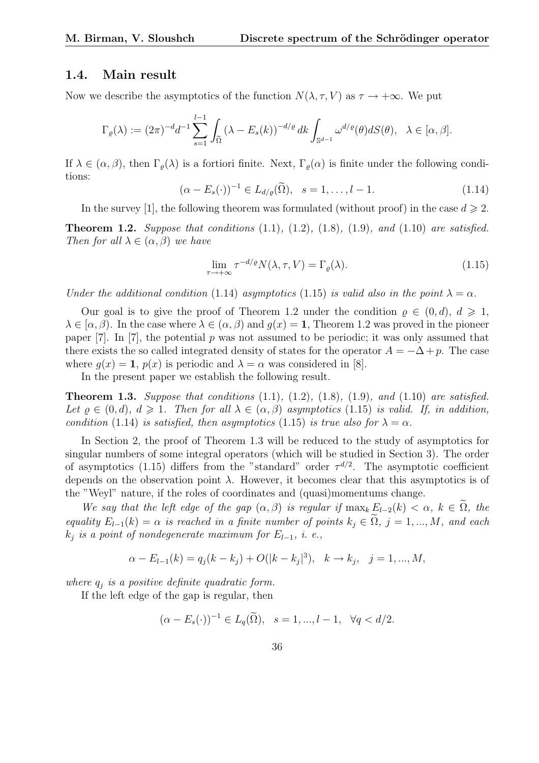## 1.4. Main result

Now we describe the asymptotics of the function $N(\lambda, \tau, V)$ as $\tau \to +\infty$. We put

$$\Gamma_\varrho(\lambda) := (2\pi)^{-d} d^{-1} \sum_{s=1}^{l-1} \int_{\widetilde{\Omega}} (\lambda - E_s(k))^{-d/\varrho} \, dk \int_{\mathbb{S}^{d-1}} \omega^{d/\varrho}(\theta) dS(\theta), \quad \lambda \in [\alpha, \beta].$$

If $\lambda \in (\alpha, \beta)$, then $\Gamma_\varrho(\lambda)$ is a fortiori finite. Next, $\Gamma_\varrho(\alpha)$ is finite under the following conditions:

$$(\alpha - E_s(\cdot))^{-1} \in L_{d/\varrho}(\widetilde{\Omega}), \quad s = 1, \dots, l-1. \tag{1.14}$$

In the survey [1], the following theorem was formulated (without proof) in the case $d \geqslant 2$.

**Theorem 1.2.** *Suppose that conditions* (1.1)*,* (1.2)*,* (1.8)*,* (1.9)*, and* (1.10) *are satisfied. Then for all $\lambda \in (\alpha, \beta)$ we have*

$$\lim_{\tau \to +\infty} \tau^{-d/\varrho} N(\lambda, \tau, V) = \Gamma_\varrho(\lambda). \tag{1.15}$$

*Under the additional condition* (1.14) *asymptotics* (1.15) *is valid also in the point $\lambda = \alpha$.*

Our goal is to give the proof of Theorem 1.2 under the condition $\varrho \in (0, d)$, $d \geqslant 1$, $\lambda \in [\alpha, \beta)$. In the case where $\lambda \in (\alpha, \beta)$ and $g(x) = \mathbf{1}$, Theorem 1.2 was proved in the pioneer paper [7]. In [7], the potential $p$ was not assumed to be periodic; it was only assumed that there exists the so called integrated density of states for the operator $A = -\Delta + p$. The case where $g(x) = \mathbf{1}$, $p(x)$ is periodic and $\lambda = \alpha$ was considered in [8].

In the present paper we establish the following result.

**Theorem 1.3.** *Suppose that conditions* (1.1)*,* (1.2)*,* (1.8)*,* (1.9)*, and* (1.10) *are satisfied. Let $\varrho \in (0, d)$, $d \geqslant 1$. Then for all $\lambda \in (\alpha, \beta)$ asymptotics* (1.15) *is valid. If, in addition, condition* (1.14) *is satisfied, then asymptotics* (1.15) *is true also for $\lambda = \alpha$.*

In Section 2, the proof of Theorem 1.3 will be reduced to the study of asymptotics for singular numbers of some integral operators (which will be studied in Section 3). The order of asymptotics (1.15) differs from the "standard" order $\tau^{d/2}$. The asymptotic coefficient depends on the observation point $\lambda$. However, it becomes clear that this asymptotics is of the "Weyl" nature, if the roles of coordinates and (quasi)momentums change.

*We say that the left edge of the gap $(\alpha, \beta)$ is regular if $\max_k E_{l-2}(k) < \alpha$, $k \in \widetilde{\Omega}$, the equality $E_{l-1}(k) = \alpha$ is reached in a finite number of points $k_j \in \widetilde{\Omega}$, $j = 1, ..., M$, and each $k_j$ is a point of nondegenerate maximum for $E_{l-1}$, i. e.,*

$$\alpha - E_{l-1}(k) = q_j(k - k_j) + O(|k - k_j|^3), \quad k \to k_j, \quad j = 1, ..., M,$$

*where $q_j$ is a positive definite quadratic form.*

If the left edge of the gap is regular, then

$$(\alpha - E_s(\cdot))^{-1} \in L_q(\widetilde{\Omega}), \quad s = 1, ..., l-1, \quad \forall q < d/2.$$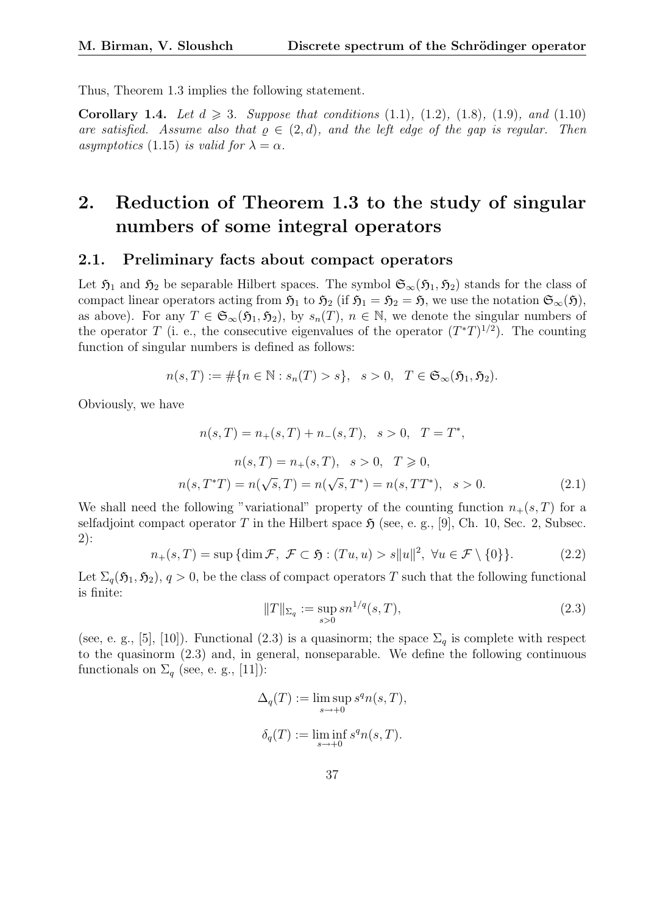Thus, Theorem 1.3 implies the following statement.

**Corollary 1.4.** *Let $d \geqslant 3$. Suppose that conditions* (1.1)*,* (1.2)*,* (1.8)*,* (1.9)*, and* (1.10) *are satisfied. Assume also that $\varrho \in (2, d)$, and the left edge of the gap is regular. Then asymptotics* (1.15) *is valid for $\lambda = \alpha$.*

# 2. Reduction of Theorem 1.3 to the study of singular numbers of some integral operators

## 2.1. Preliminary facts about compact operators

Let $\mathfrak{H}_1$ and $\mathfrak{H}_2$ be separable Hilbert spaces. The symbol $\mathfrak{S}_\infty(\mathfrak{H}_1, \mathfrak{H}_2)$ stands for the class of compact linear operators acting from $\mathfrak{H}_1$ to $\mathfrak{H}_2$ (if $\mathfrak{H}_1 = \mathfrak{H}_2 = \mathfrak{H}$, we use the notation $\mathfrak{S}_\infty(\mathfrak{H})$, as above). For any $T \in \mathfrak{S}_\infty(\mathfrak{H}_1, \mathfrak{H}_2)$, by $s_n(T)$, $n \in \mathbb{N}$, we denote the singular numbers of the operator $T$ (i. e., the consecutive eigenvalues of the operator $(T^*T)^{1/2}$). The counting function of singular numbers is defined as follows:

$$n(s, T) := \#\{n \in \mathbb{N} : s_n(T) > s\}, \quad s > 0, \quad T \in \mathfrak{S}_\infty(\mathfrak{H}_1, \mathfrak{H}_2).$$

Obviously, we have

$$n(s, T) = n_+(s, T) + n_-(s, T), \quad s > 0, \quad T = T^*,$$

$$n(s, T) = n_+(s, T), \quad s > 0, \quad T \geqslant 0,$$

$$n(s, T^*T) = n(\sqrt{s}, T) = n(\sqrt{s}, T^*) = n(s, TT^*), \quad s > 0. \tag{2.1}$$

We shall need the following "variational" property of the counting function $n_+(s, T)$ for a selfadjoint compact operator $T$ in the Hilbert space $\mathfrak{H}$ (see, e. g., [9], Ch. 10, Sec. 2, Subsec. 2):

$$n_+(s, T) = \sup\{\dim \mathcal{F},\ \mathcal{F} \subset \mathfrak{H} : (Tu, u) > s\|u\|^2,\ \forall u \in \mathcal{F} \setminus \{0\}\}. \tag{2.2}$$

Let $\Sigma_q(\mathfrak{H}_1, \mathfrak{H}_2)$, $q > 0$, be the class of compact operators $T$ such that the following functional is finite:

$$\|T\|_{\Sigma_q} := \sup_{s>0} s n^{1/q}(s, T), \tag{2.3}$$

(see, e. g., [5], [10]). Functional (2.3) is a quasinorm; the space $\Sigma_q$ is complete with respect to the quasinorm (2.3) and, in general, nonseparable. We define the following continuous functionals on $\Sigma_q$ (see, e. g., [11]):

$$\Delta_q(T) := \limsup_{s \to +0} s^q n(s, T),$$

$$\delta_q(T) := \liminf_{s \to +0} s^q n(s, T).$$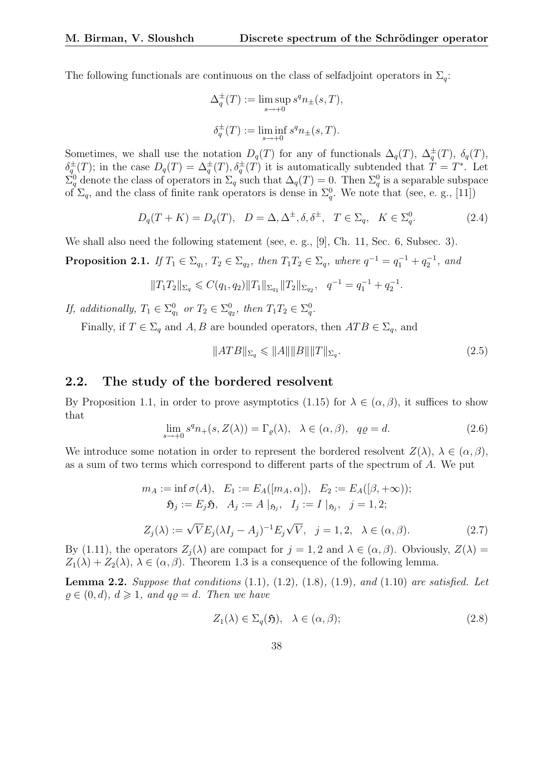The following functionals are continuous on the class of selfadjoint operators in $\Sigma_q$:

$$\Delta_q^{\pm}(T) := \limsup_{s\to+0} s^q n_{\pm}(s,T),$$

$$\delta_q^{\pm}(T) := \liminf_{s\to+0} s^q n_{\pm}(s,T).$$

Sometimes, we shall use the notation $D_q(T)$ for any of functionals $\Delta_q(T)$, $\Delta_q^{\pm}(T)$, $\delta_q(T)$, $\delta_q^{\pm}(T)$; in the case $D_q(T) = \Delta_q^{\pm}(T), \delta_q^{\pm}(T)$ it is automatically subtended that $T = T^*$. Let $\Sigma_q^0$ denote the class of operators in $\Sigma_q$ such that $\Delta_q(T) = 0$. Then $\Sigma_q^0$ is a separable subspace of $\Sigma_q$, and the class of finite rank operators is dense in $\Sigma_q^0$. We note that (see, e. g., [11])

$$D_q(T+K) = D_q(T), \quad D = \Delta, \Delta^{\pm}, \delta, \delta^{\pm}, \quad T \in \Sigma_q, \quad K \in \Sigma_q^0. \tag{2.4}$$

We shall also need the following statement (see, e. g., [9], Ch. 11, Sec. 6, Subsec. 3).

**Proposition 2.1.** *If $T_1 \in \Sigma_{q_1}$, $T_2 \in \Sigma_{q_2}$, then $T_1T_2 \in \Sigma_q$, where $q^{-1} = q_1^{-1} + q_2^{-1}$, and*

$$\|T_1T_2\|_{\Sigma_q} \leqslant C(q_1,q_2)\|T_1\|_{\Sigma_{q_1}}\|T_2\|_{\Sigma_{q_2}}, \quad q^{-1} = q_1^{-1} + q_2^{-1}.$$

*If, additionally, $T_1 \in \Sigma_{q_1}^0$ or $T_2 \in \Sigma_{q_2}^0$, then $T_1T_2 \in \Sigma_q^0$.*

Finally, if $T \in \Sigma_q$ and $A, B$ are bounded operators, then $ATB \in \Sigma_q$, and

$$\|ATB\|_{\Sigma_q} \leqslant \|A\|\|B\|\|T\|_{\Sigma_q}. \tag{2.5}$$

## 2.2. The study of the bordered resolvent

By Proposition 1.1, in order to prove asymptotics (1.15) for $\lambda \in (\alpha,\beta)$, it suffices to show that

$$\lim_{s\to+0} s^q n_+(s, Z(\lambda)) = \Gamma_\varrho(\lambda), \quad \lambda \in (\alpha,\beta), \quad q\varrho = d. \tag{2.6}$$

We introduce some notation in order to represent the bordered resolvent $Z(\lambda)$, $\lambda \in (\alpha,\beta)$, as a sum of two terms which correspond to different parts of the spectrum of $A$. We put

$$m_A := \inf \sigma(A), \quad E_1 := E_A([m_A,\alpha]), \quad E_2 := E_A([\beta,+\infty));$$
$$\mathfrak{H}_j := E_j\mathfrak{H}, \quad A_j := A\mid_{\mathfrak{H}_j}, \quad I_j := I\mid_{\mathfrak{H}_j}, \quad j = 1,2;$$

$$Z_j(\lambda) := \sqrt{V}E_j(\lambda I_j - A_j)^{-1}E_j\sqrt{V}, \quad j = 1,2, \quad \lambda \in (\alpha,\beta). \tag{2.7}$$

By (1.11), the operators $Z_j(\lambda)$ are compact for $j = 1,2$ and $\lambda \in (\alpha,\beta)$. Obviously, $Z(\lambda) = Z_1(\lambda) + Z_2(\lambda)$, $\lambda \in (\alpha,\beta)$. Theorem 1.3 is a consequence of the following lemma.

**Lemma 2.2.** *Suppose that conditions* (1.1), (1.2), (1.8), (1.9), *and* (1.10) *are satisfied. Let $\varrho \in (0,d)$, $d \geqslant 1$, and $q\varrho = d$. Then we have*

$$Z_1(\lambda) \in \Sigma_q(\mathfrak{H}), \quad \lambda \in (\alpha,\beta); \tag{2.8}$$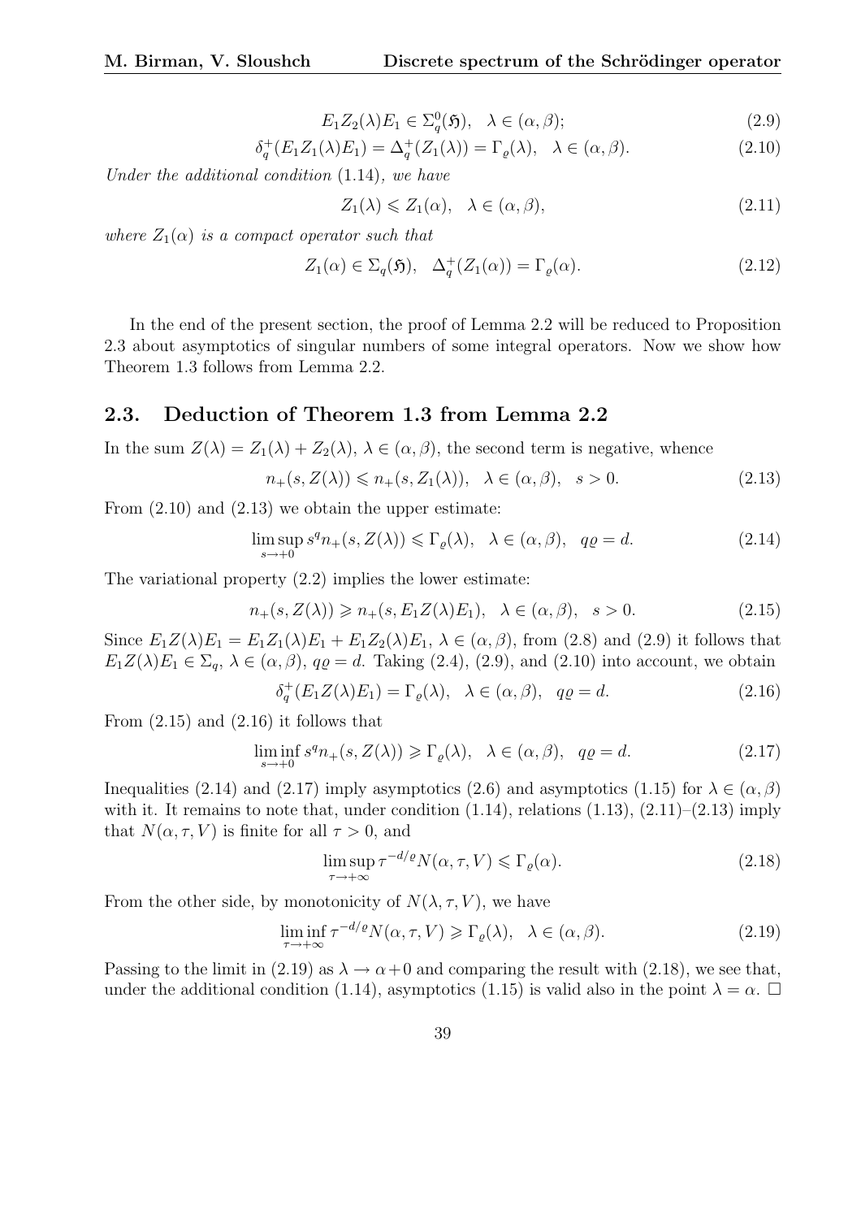$$E_1 Z_2(\lambda) E_1 \in \Sigma_q^0(\mathfrak{H}), \quad \lambda \in (\alpha, \beta); \tag{2.9}$$

$$\delta_q^+(E_1 Z_1(\lambda) E_1) = \Delta_q^+(Z_1(\lambda)) = \Gamma_\varrho(\lambda), \quad \lambda \in (\alpha, \beta). \tag{2.10}$$

*Under the additional condition* (1.14)*, we have*

$$Z_1(\lambda) \leqslant Z_1(\alpha), \quad \lambda \in (\alpha, \beta), \tag{2.11}$$

*where $Z_1(\alpha)$ is a compact operator such that*

$$Z_1(\alpha) \in \Sigma_q(\mathfrak{H}), \quad \Delta_q^+(Z_1(\alpha)) = \Gamma_\varrho(\alpha). \tag{2.12}$$

In the end of the present section, the proof of Lemma 2.2 will be reduced to Proposition 2.3 about asymptotics of singular numbers of some integral operators. Now we show how Theorem 1.3 follows from Lemma 2.2.

## 2.3. Deduction of Theorem 1.3 from Lemma 2.2

In the sum $Z(\lambda) = Z_1(\lambda) + Z_2(\lambda)$, $\lambda \in (\alpha, \beta)$, the second term is negative, whence

$$n_+(s, Z(\lambda)) \leqslant n_+(s, Z_1(\lambda)), \quad \lambda \in (\alpha, \beta), \quad s > 0. \tag{2.13}$$

From (2.10) and (2.13) we obtain the upper estimate:

$$\limsup_{s \to +0} s^q n_+(s, Z(\lambda)) \leqslant \Gamma_\varrho(\lambda), \quad \lambda \in (\alpha, \beta), \quad q\varrho = d. \tag{2.14}$$

The variational property (2.2) implies the lower estimate:

$$n_+(s, Z(\lambda)) \geqslant n_+(s, E_1 Z(\lambda) E_1), \quad \lambda \in (\alpha, \beta), \quad s > 0. \tag{2.15}$$

Since $E_1 Z(\lambda) E_1 = E_1 Z_1(\lambda) E_1 + E_1 Z_2(\lambda) E_1$, $\lambda \in (\alpha, \beta)$, from (2.8) and (2.9) it follows that $E_1 Z(\lambda) E_1 \in \Sigma_q$, $\lambda \in (\alpha, \beta)$, $q\varrho = d$. Taking (2.4), (2.9), and (2.10) into account, we obtain

$$\delta_q^+(E_1 Z(\lambda) E_1) = \Gamma_\varrho(\lambda), \quad \lambda \in (\alpha, \beta), \quad q\varrho = d. \tag{2.16}$$

From (2.15) and (2.16) it follows that

$$\liminf_{s \to +0} s^q n_+(s, Z(\lambda)) \geqslant \Gamma_\varrho(\lambda), \quad \lambda \in (\alpha, \beta), \quad q\varrho = d. \tag{2.17}$$

Inequalities (2.14) and (2.17) imply asymptotics (2.6) and asymptotics (1.15) for $\lambda \in (\alpha, \beta)$ with it. It remains to note that, under condition (1.14), relations (1.13), (2.11)–(2.13) imply that $N(\alpha, \tau, V)$ is finite for all $\tau > 0$, and

$$\limsup_{\tau \to +\infty} \tau^{-d/\varrho} N(\alpha, \tau, V) \leqslant \Gamma_\varrho(\alpha). \tag{2.18}$$

From the other side, by monotonicity of $N(\lambda, \tau, V)$, we have

$$\liminf_{\tau \to +\infty} \tau^{-d/\varrho} N(\alpha, \tau, V) \geqslant \Gamma_\varrho(\lambda), \quad \lambda \in (\alpha, \beta). \tag{2.19}$$

Passing to the limit in (2.19) as $\lambda \to \alpha + 0$ and comparing the result with (2.18), we see that, under the additional condition (1.14), asymptotics (1.15) is valid also in the point $\lambda = \alpha$. $\square$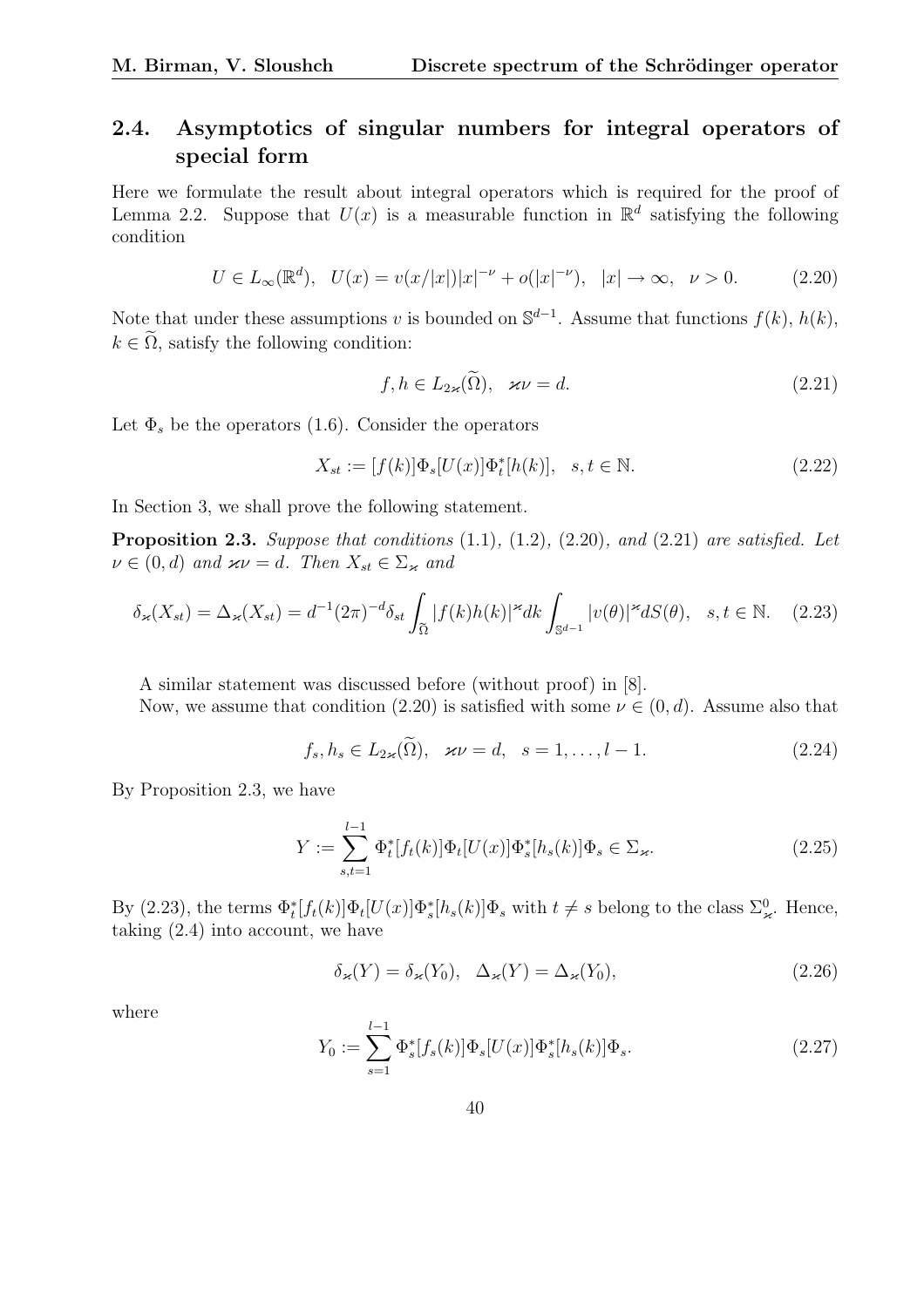## 2.4. Asymptotics of singular numbers for integral operators of special form

Here we formulate the result about integral operators which is required for the proof of Lemma 2.2. Suppose that $U(x)$ is a measurable function in $\mathbb{R}^d$ satisfying the following condition

$$U \in L_\infty(\mathbb{R}^d), \quad U(x) = v(x/|x|)|x|^{-\nu} + o(|x|^{-\nu}), \quad |x| \to \infty, \quad \nu > 0. \tag{2.20}$$

Note that under these assumptions $v$ is bounded on $\mathbb{S}^{d-1}$. Assume that functions $f(k)$, $h(k)$, $k \in \widetilde{\Omega}$, satisfy the following condition:

$$f, h \in L_{2\varkappa}(\widetilde{\Omega}), \quad \varkappa\nu = d. \tag{2.21}$$

Let $\Phi_s$ be the operators (1.6). Consider the operators

$$X_{st} := [f(k)]\Phi_s[U(x)]\Phi_t^*[h(k)], \quad s, t \in \mathbb{N}. \tag{2.22}$$

In Section 3, we shall prove the following statement.

**Proposition 2.3.** *Suppose that conditions* (1.1), (1.2), (2.20), *and* (2.21) *are satisfied. Let* $\nu \in (0, d)$ *and* $\varkappa\nu = d$. *Then* $X_{st} \in \Sigma_\varkappa$ *and*

$$\delta_\varkappa(X_{st}) = \Delta_\varkappa(X_{st}) = d^{-1}(2\pi)^{-d}\delta_{st}\int_{\widetilde{\Omega}} |f(k)h(k)|^\varkappa dk \int_{\mathbb{S}^{d-1}} |v(\theta)|^\varkappa dS(\theta), \quad s, t \in \mathbb{N}. \tag{2.23}$$

A similar statement was discussed before (without proof) in [8].

Now, we assume that condition (2.20) is satisfied with some $\nu \in (0, d)$. Assume also that

$$f_s, h_s \in L_{2\varkappa}(\widetilde{\Omega}), \quad \varkappa\nu = d, \quad s = 1, \dots, l-1. \tag{2.24}$$

By Proposition 2.3, we have

$$Y := \sum_{s,t=1}^{l-1} \Phi_t^*[f_t(k)]\Phi_t[U(x)]\Phi_s^*[h_s(k)]\Phi_s \in \Sigma_\varkappa. \tag{2.25}$$

By (2.23), the terms $\Phi_t^*[f_t(k)]\Phi_t[U(x)]\Phi_s^*[h_s(k)]\Phi_s$ with $t \neq s$ belong to the class $\Sigma_\varkappa^0$. Hence, taking (2.4) into account, we have

$$\delta_\varkappa(Y) = \delta_\varkappa(Y_0), \quad \Delta_\varkappa(Y) = \Delta_\varkappa(Y_0), \tag{2.26}$$

where

$$Y_0 := \sum_{s=1}^{l-1} \Phi_s^*[f_s(k)]\Phi_s[U(x)]\Phi_s^*[h_s(k)]\Phi_s. \tag{2.27}$$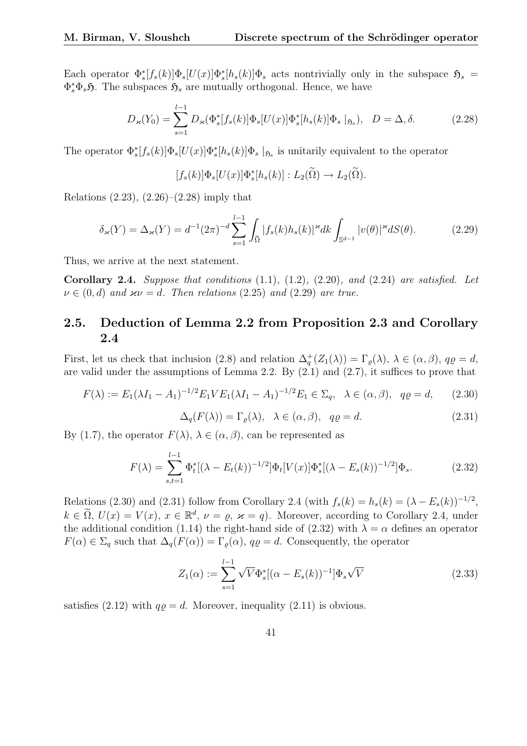Each operator $\Phi_s^*[f_s(k)]\Phi_s[U(x)]\Phi_s^*[h_s(k)]\Phi_s$ acts nontrivially only in the subspace $\mathfrak{H}_s = \Phi_s^*\Phi_s\mathfrak{H}$. The subspaces $\mathfrak{H}_s$ are mutually orthogonal. Hence, we have

$$D_\varkappa(Y_0) = \sum_{s=1}^{l-1} D_\varkappa(\Phi_s^*[f_s(k)]\Phi_s[U(x)]\Phi_s^*[h_s(k)]\Phi_s\mid_{\mathfrak{H}_s}), \quad D = \Delta, \delta. \tag{2.28}$$

The operator $\Phi_s^*[f_s(k)]\Phi_s[U(x)]\Phi_s^*[h_s(k)]\Phi_s\mid_{\mathfrak{H}_s}$ is unitarily equivalent to the operator

$$[f_s(k)]\Phi_s[U(x)]\Phi_s^*[h_s(k)] : L_2(\widetilde{\Omega}) \to L_2(\widetilde{\Omega}).$$

Relations (2.23), (2.26)–(2.28) imply that

$$\delta_\varkappa(Y) = \Delta_\varkappa(Y) = d^{-1}(2\pi)^{-d}\sum_{s=1}^{l-1}\int_{\widetilde{\Omega}} |f_s(k)h_s(k)|^\varkappa dk \int_{\mathbb{S}^{d-1}} |v(\theta)|^\varkappa dS(\theta). \tag{2.29}$$

Thus, we arrive at the next statement.

**Corollary 2.4.** *Suppose that conditions* (1.1), (1.2), (2.20), *and* (2.24) *are satisfied. Let* $\nu \in (0, d)$ *and* $\varkappa\nu = d$. *Then relations* (2.25) *and* (2.29) *are true.*

## 2.5. Deduction of Lemma 2.2 from Proposition 2.3 and Corollary 2.4

First, let us check that inclusion (2.8) and relation $\Delta_q^+(Z_1(\lambda)) = \Gamma_\varrho(\lambda)$, $\lambda \in (\alpha, \beta)$, $q\varrho = d$, are valid under the assumptions of Lemma 2.2. By (2.1) and (2.7), it suffices to prove that

$$F(\lambda) := E_1(\lambda I_1 - A_1)^{-1/2}E_1VE_1(\lambda I_1 - A_1)^{-1/2}E_1 \in \Sigma_q, \quad \lambda \in (\alpha, \beta), \quad q\varrho = d, \tag{2.30}$$

$$\Delta_q(F(\lambda)) = \Gamma_\varrho(\lambda), \quad \lambda \in (\alpha, \beta), \quad q\varrho = d. \tag{2.31}$$

By (1.7), the operator $F(\lambda)$, $\lambda \in (\alpha, \beta)$, can be represented as

$$F(\lambda) = \sum_{s,t=1}^{l-1} \Phi_t^*[(\lambda - E_t(k))^{-1/2}]\Phi_t[V(x)]\Phi_s^*[(\lambda - E_s(k))^{-1/2}]\Phi_s. \tag{2.32}$$

Relations (2.30) and (2.31) follow from Corollary 2.4 (with $f_s(k) = h_s(k) = (\lambda - E_s(k))^{-1/2}$, $k \in \widetilde{\Omega}$, $U(x) = V(x)$, $x \in \mathbb{R}^d$, $\nu = \varrho$, $\varkappa = q$). Moreover, according to Corollary 2.4, under the additional condition (1.14) the right-hand side of (2.32) with $\lambda = \alpha$ defines an operator $F(\alpha) \in \Sigma_q$ such that $\Delta_q(F(\alpha)) = \Gamma_\varrho(\alpha)$, $q\varrho = d$. Consequently, the operator

$$Z_1(\alpha) := \sum_{s=1}^{l-1} \sqrt{V}\Phi_s^*[(\alpha - E_s(k))^{-1}]\Phi_s\sqrt{V} \tag{2.33}$$

satisfies (2.12) with $q\varrho = d$. Moreover, inequality (2.11) is obvious.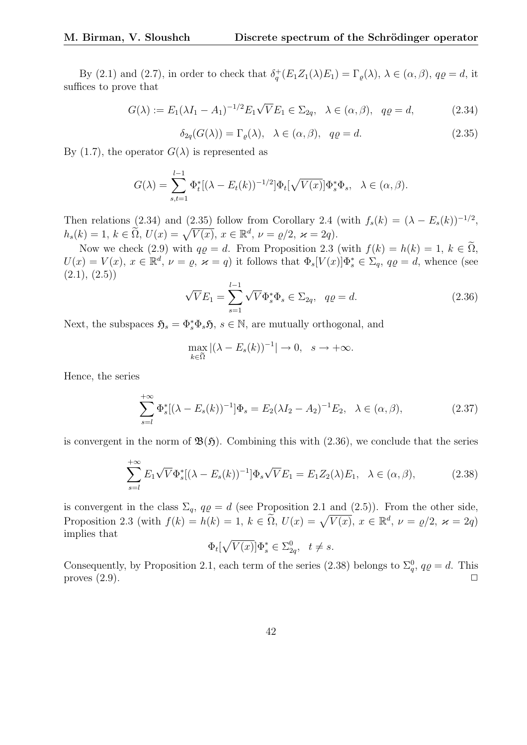By (2.1) and (2.7), in order to check that $\delta_q^+(E_1 Z_1(\lambda) E_1) = \Gamma_\varrho(\lambda)$, $\lambda \in (\alpha, \beta)$, $q\varrho = d$, it suffices to prove that

$$G(\lambda) := E_1(\lambda I_1 - A_1)^{-1/2} E_1 \sqrt{V} E_1 \in \Sigma_{2q}, \quad \lambda \in (\alpha, \beta), \quad q\varrho = d, \tag{2.34}$$

$$\delta_{2q}(G(\lambda)) = \Gamma_\varrho(\lambda), \quad \lambda \in (\alpha, \beta), \quad q\varrho = d. \tag{2.35}$$

By (1.7), the operator $G(\lambda)$ is represented as

$$G(\lambda) = \sum_{s,t=1}^{l-1} \Phi_t^* [(\lambda - E_t(k))^{-1/2}] \Phi_t [\sqrt{V(x)}] \Phi_s^* \Phi_s, \quad \lambda \in (\alpha, \beta).$$

Then relations (2.34) and (2.35) follow from Corollary 2.4 (with $f_s(k) = (\lambda - E_s(k))^{-1/2}$, $h_s(k) = 1$, $k \in \widetilde{\Omega}$, $U(x) = \sqrt{V(x)}$, $x \in \mathbb{R}^d$, $\nu = \varrho/2$, $\varkappa = 2q$).

Now we check (2.9) with $q\varrho = d$. From Proposition 2.3 (with $f(k) = h(k) = 1$, $k \in \widetilde{\Omega}$, $U(x) = V(x)$, $x \in \mathbb{R}^d$, $\nu = \varrho$, $\varkappa = q$) it follows that $\Phi_s[V(x)]\Phi_s^* \in \Sigma_q$, $q\varrho = d$, whence (see (2.1), (2.5))

$$\sqrt{V} E_1 = \sum_{s=1}^{l-1} \sqrt{V} \Phi_s^* \Phi_s \in \Sigma_{2q}, \quad q\varrho = d. \tag{2.36}$$

Next, the subspaces $\mathfrak{H}_s = \Phi_s^* \Phi_s \mathfrak{H}$, $s \in \mathbb{N}$, are mutually orthogonal, and

$$\max_{k \in \widetilde{\Omega}} |(\lambda - E_s(k))^{-1}| \to 0, \quad s \to +\infty.$$

Hence, the series

$$\sum_{s=l}^{+\infty} \Phi_s^* [(\lambda - E_s(k))^{-1}] \Phi_s = E_2(\lambda I_2 - A_2)^{-1} E_2, \quad \lambda \in (\alpha, \beta), \tag{2.37}$$

is convergent in the norm of $\mathfrak{B}(\mathfrak{H})$. Combining this with (2.36), we conclude that the series

$$\sum_{s=l}^{+\infty} E_1 \sqrt{V} \Phi_s^* [(\lambda - E_s(k))^{-1}] \Phi_s \sqrt{V} E_1 = E_1 Z_2(\lambda) E_1, \quad \lambda \in (\alpha, \beta), \tag{2.38}$$

is convergent in the class $\Sigma_q$, $q\varrho = d$ (see Proposition 2.1 and (2.5)). From the other side, Proposition 2.3 (with $f(k) = h(k) = 1$, $k \in \widetilde{\Omega}$, $U(x) = \sqrt{V(x)}$, $x \in \mathbb{R}^d$, $\nu = \varrho/2$, $\varkappa = 2q$) implies that

$$\Phi_t[\sqrt{V(x)}]\Phi_s^* \in \Sigma_{2q}^0, \quad t \neq s.$$

Consequently, by Proposition 2.1, each term of the series (2.38) belongs to $\Sigma_q^0$, $q\varrho = d$. This proves (2.9). $\square$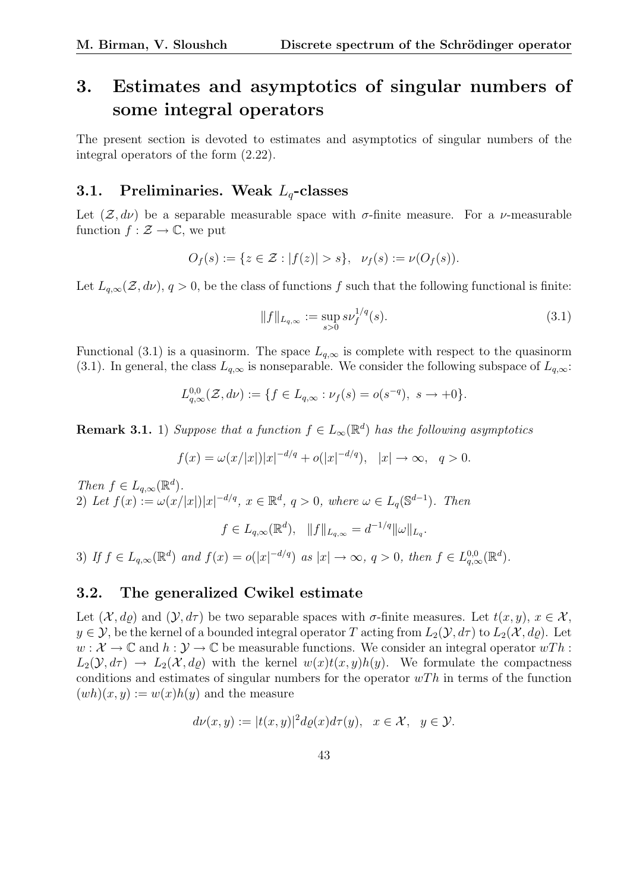# 3. Estimates and asymptotics of singular numbers of some integral operators

The present section is devoted to estimates and asymptotics of singular numbers of the integral operators of the form (2.22).

## 3.1. Preliminaries. Weak $L_q$-classes

Let $(\mathcal{Z}, d\nu)$ be a separable measurable space with $\sigma$-finite measure. For a $\nu$-measurable function $f : \mathcal{Z} \to \mathbb{C}$, we put

$$O_f(s) := \{z \in \mathcal{Z} : |f(z)| > s\}, \quad \nu_f(s) := \nu(O_f(s)).$$

Let $L_{q,\infty}(\mathcal{Z}, d\nu)$, $q > 0$, be the class of functions $f$ such that the following functional is finite:

$$\|f\|_{L_{q,\infty}} := \sup_{s>0} s\nu_f^{1/q}(s). \tag{3.1}$$

Functional (3.1) is a quasinorm. The space $L_{q,\infty}$ is complete with respect to the quasinorm (3.1). In general, the class $L_{q,\infty}$ is nonseparable. We consider the following subspace of $L_{q,\infty}$:

$$L^{0,0}_{q,\infty}(\mathcal{Z}, d\nu) := \{f \in L_{q,\infty} : \nu_f(s) = o(s^{-q}), \ s \to +0\}.$$

**Remark 3.1.** 1) *Suppose that a function $f \in L_\infty(\mathbb{R}^d)$ has the following asymptotics*

$$f(x) = \omega(x/|x|)|x|^{-d/q} + o(|x|^{-d/q}), \quad |x| \to \infty, \quad q > 0.$$

*Then $f \in L_{q,\infty}(\mathbb{R}^d)$.*
2) *Let $f(x) := \omega(x/|x|)|x|^{-d/q}$, $x \in \mathbb{R}^d$, $q > 0$, where $\omega \in L_q(\mathbb{S}^{d-1})$. Then*

$$f \in L_{q,\infty}(\mathbb{R}^d), \quad \|f\|_{L_{q,\infty}} = d^{-1/q}\|\omega\|_{L_q}.$$

3) *If $f \in L_{q,\infty}(\mathbb{R}^d)$ and $f(x) = o(|x|^{-d/q})$ as $|x| \to \infty$, $q > 0$, then $f \in L^{0,0}_{q,\infty}(\mathbb{R}^d)$.*

## 3.2. The generalized Cwikel estimate

Let $(\mathcal{X}, d\varrho)$ and $(\mathcal{Y}, d\tau)$ be two separable spaces with $\sigma$-finite measures. Let $t(x, y)$, $x \in \mathcal{X}$, $y \in \mathcal{Y}$, be the kernel of a bounded integral operator $T$ acting from $L_2(\mathcal{Y}, d\tau)$ to $L_2(\mathcal{X}, d\varrho)$. Let $w : \mathcal{X} \to \mathbb{C}$ and $h : \mathcal{Y} \to \mathbb{C}$ be measurable functions. We consider an integral operator $wTh : L_2(\mathcal{Y}, d\tau) \to L_2(\mathcal{X}, d\varrho)$ with the kernel $w(x)t(x, y)h(y)$. We formulate the compactness conditions and estimates of singular numbers for the operator $wTh$ in terms of the function $(wh)(x, y) := w(x)h(y)$ and the measure

$$d\nu(x, y) := |t(x, y)|^2 d\varrho(x)d\tau(y), \quad x \in \mathcal{X}, \quad y \in \mathcal{Y}.$$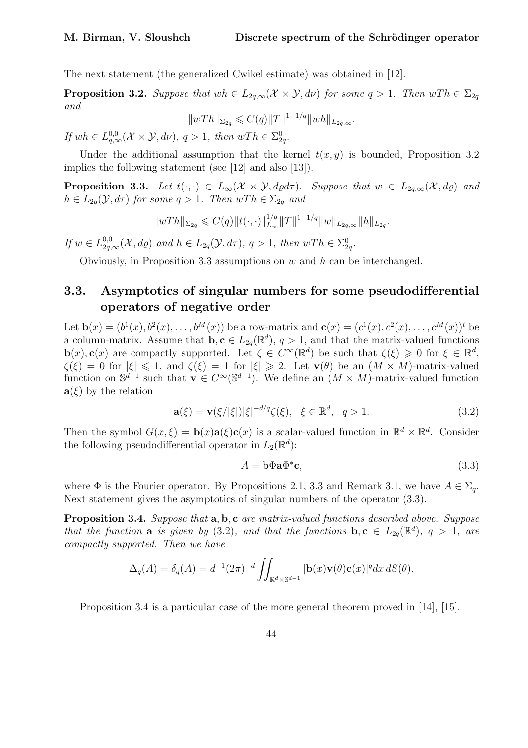The next statement (the generalized Cwikel estimate) was obtained in [12].

**Proposition 3.2.** *Suppose that $wh \in L_{2q,\infty}(\mathcal{X} \times \mathcal{Y}, d\nu)$ for some $q > 1$. Then $wTh \in \Sigma_{2q}$ and*

$$\|wTh\|_{\Sigma_{2q}} \leqslant C(q)\|T\|^{1-1/q}\|wh\|_{L_{2q,\infty}}.$$

*If $wh \in L^{0,0}_{q,\infty}(\mathcal{X} \times \mathcal{Y}, d\nu)$, $q > 1$, then $wTh \in \Sigma^0_{2q}$.*

Under the additional assumption that the kernel $t(x, y)$ is bounded, Proposition 3.2 implies the following statement (see [12] and also [13]).

**Proposition 3.3.** *Let $t(\cdot, \cdot) \in L_\infty(\mathcal{X} \times \mathcal{Y}, d\varrho d\tau)$. Suppose that $w \in L_{2q,\infty}(\mathcal{X}, d\varrho)$ and $h \in L_{2q}(\mathcal{Y}, d\tau)$ for some $q > 1$. Then $wTh \in \Sigma_{2q}$ and*

$$\|wTh\|_{\Sigma_{2q}} \leqslant C(q)\|t(\cdot, \cdot)\|^{1/q}_{L_\infty}\|T\|^{1-1/q}\|w\|_{L_{2q,\infty}}\|h\|_{L_{2q}}.$$

*If $w \in L^{0,0}_{2q,\infty}(\mathcal{X}, d\varrho)$ and $h \in L_{2q}(\mathcal{Y}, d\tau)$, $q > 1$, then $wTh \in \Sigma^0_{2q}$.*

Obviously, in Proposition 3.3 assumptions on $w$ and $h$ can be interchanged.

## 3.3. Asymptotics of singular numbers for some pseudodifferential operators of negative order

Let $\mathbf{b}(x) = (b^1(x), b^2(x), \ldots, b^M(x))$ be a row-matrix and $\mathbf{c}(x) = (c^1(x), c^2(x), \ldots, c^M(x))^t$ be a column-matrix. Assume that $\mathbf{b}, \mathbf{c} \in L_{2q}(\mathbb{R}^d)$, $q > 1$, and that the matrix-valued functions $\mathbf{b}(x), \mathbf{c}(x)$ are compactly supported. Let $\zeta \in C^\infty(\mathbb{R}^d)$ be such that $\zeta(\xi) \geqslant 0$ for $\xi \in \mathbb{R}^d$, $\zeta(\xi) = 0$ for $|\xi| \leqslant 1$, and $\zeta(\xi) = 1$ for $|\xi| \geqslant 2$. Let $\mathbf{v}(\theta)$ be an $(M \times M)$-matrix-valued function on $\mathbb{S}^{d-1}$ such that $\mathbf{v} \in C^\infty(\mathbb{S}^{d-1})$. We define an $(M \times M)$-matrix-valued function $\mathbf{a}(\xi)$ by the relation

$$\mathbf{a}(\xi) = \mathbf{v}(\xi/|\xi|)|\xi|^{-d/q}\zeta(\xi), \quad \xi \in \mathbb{R}^d, \quad q > 1. \tag{3.2}$$

Then the symbol $G(x, \xi) = \mathbf{b}(x)\mathbf{a}(\xi)\mathbf{c}(x)$ is a scalar-valued function in $\mathbb{R}^d \times \mathbb{R}^d$. Consider the following pseudodifferential operator in $L_2(\mathbb{R}^d)$:

$$A = \mathbf{b}\Phi\mathbf{a}\Phi^*\mathbf{c}, \tag{3.3}$$

where $\Phi$ is the Fourier operator. By Propositions 2.1, 3.3 and Remark 3.1, we have $A \in \Sigma_q$. Next statement gives the asymptotics of singular numbers of the operator (3.3).

**Proposition 3.4.** *Suppose that $\mathbf{a}, \mathbf{b}, \mathbf{c}$ are matrix-valued functions described above. Suppose that the function $\mathbf{a}$ is given by (3.2), and that the functions $\mathbf{b}, \mathbf{c} \in L_{2q}(\mathbb{R}^d)$, $q > 1$, are compactly supported. Then we have*

$$\Delta_q(A) = \delta_q(A) = d^{-1}(2\pi)^{-d}\iint_{\mathbb{R}^d \times \mathbb{S}^{d-1}} |\mathbf{b}(x)\mathbf{v}(\theta)\mathbf{c}(x)|^q dx\, dS(\theta).$$

Proposition 3.4 is a particular case of the more general theorem proved in [14], [15].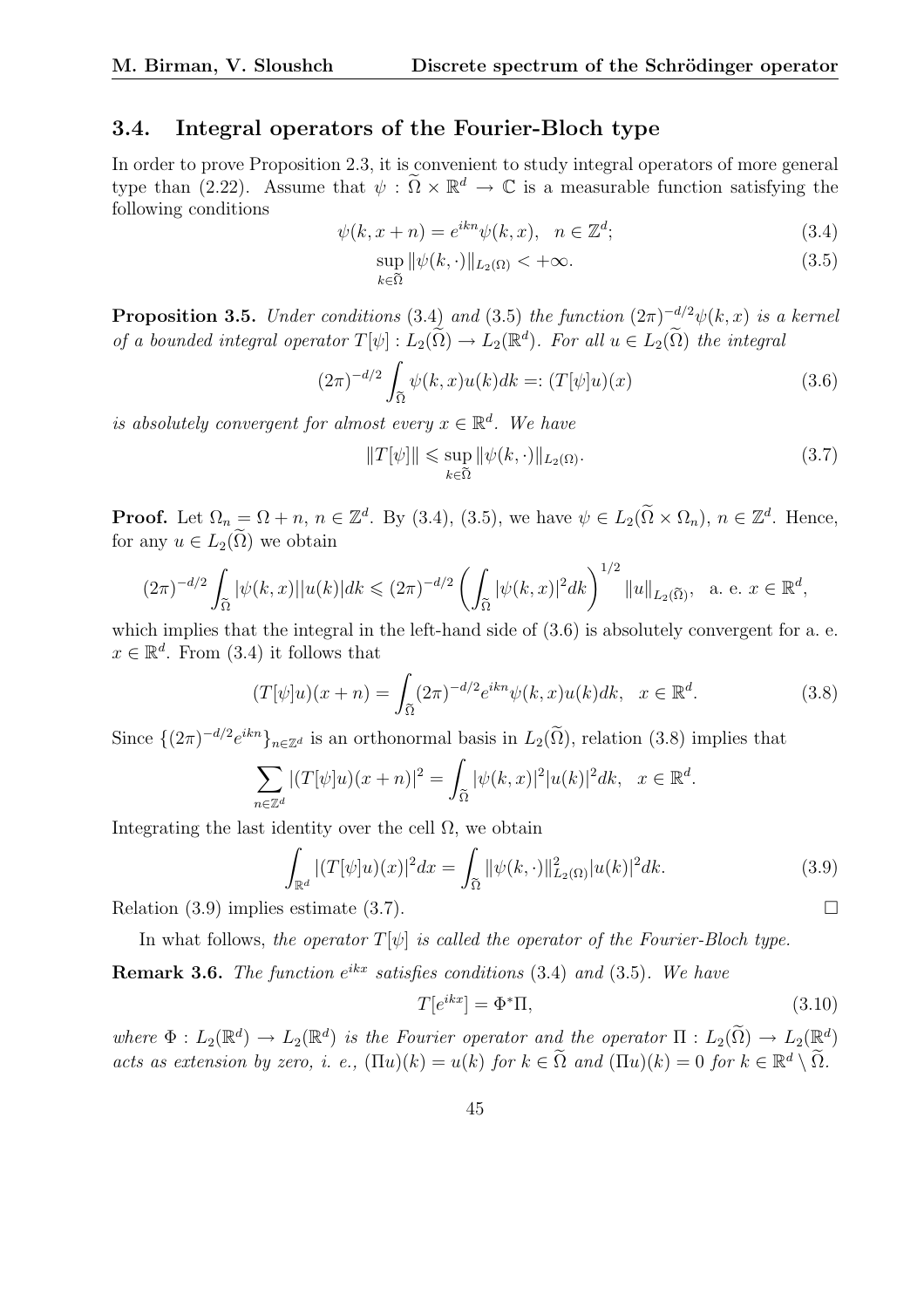### 3.4. Integral operators of the Fourier-Bloch type

In order to prove Proposition 2.3, it is convenient to study integral operators of more general type than (2.22). Assume that $\psi : \widetilde{\Omega} \times \mathbb{R}^d \to \mathbb{C}$ is a measurable function satisfying the following conditions

$$\psi(k, x+n) = e^{ikn}\psi(k,x), \quad n \in \mathbb{Z}^d; \tag{3.4}$$

$$\sup_{k\in\widetilde{\Omega}} \|\psi(k,\cdot)\|_{L_2(\Omega)} < +\infty. \tag{3.5}$$

**Proposition 3.5.** *Under conditions* (3.4) *and* (3.5) *the function* $(2\pi)^{-d/2}\psi(k,x)$ *is a kernel of a bounded integral operator* $T[\psi] : L_2(\widetilde{\Omega}) \to L_2(\mathbb{R}^d)$. *For all* $u \in L_2(\widetilde{\Omega})$ *the integral*

$$(2\pi)^{-d/2} \int_{\widetilde{\Omega}} \psi(k,x)u(k)dk =: (T[\psi]u)(x) \tag{3.6}$$

*is absolutely convergent for almost every* $x \in \mathbb{R}^d$. *We have*

$$\|T[\psi]\| \leqslant \sup_{k\in\widetilde{\Omega}} \|\psi(k,\cdot)\|_{L_2(\Omega)}. \tag{3.7}$$

**Proof.** Let $\Omega_n = \Omega + n$, $n \in \mathbb{Z}^d$. By (3.4), (3.5), we have $\psi \in L_2(\widetilde{\Omega} \times \Omega_n)$, $n \in \mathbb{Z}^d$. Hence, for any $u \in L_2(\widetilde{\Omega})$ we obtain

$$(2\pi)^{-d/2} \int_{\widetilde{\Omega}} |\psi(k,x)||u(k)|dk \leqslant (2\pi)^{-d/2} \left( \int_{\widetilde{\Omega}} |\psi(k,x)|^2 dk \right)^{1/2} \|u\|_{L_2(\widetilde{\Omega})}, \quad \text{a. e. } x \in \mathbb{R}^d,$$

which implies that the integral in the left-hand side of (3.6) is absolutely convergent for a. e. $x \in \mathbb{R}^d$. From (3.4) it follows that

$$(T[\psi]u)(x+n) = \int_{\widetilde{\Omega}} (2\pi)^{-d/2} e^{ikn}\psi(k,x)u(k)dk, \quad x \in \mathbb{R}^d. \tag{3.8}$$

Since $\{(2\pi)^{-d/2}e^{ikn}\}_{n\in\mathbb{Z}^d}$ is an orthonormal basis in $L_2(\widetilde{\Omega})$, relation (3.8) implies that

$$\sum_{n\in\mathbb{Z}^d} |(T[\psi]u)(x+n)|^2 = \int_{\widetilde{\Omega}} |\psi(k,x)|^2|u(k)|^2 dk, \quad x \in \mathbb{R}^d.$$

Integrating the last identity over the cell $\Omega$, we obtain

$$\int_{\mathbb{R}^d} |(T[\psi]u)(x)|^2 dx = \int_{\widetilde{\Omega}} \|\psi(k,\cdot)\|^2_{L_2(\Omega)} |u(k)|^2 dk. \tag{3.9}$$

Relation (3.9) implies estimate (3.7). $\square$

In what follows, *the operator* $T[\psi]$ *is called the operator of the Fourier-Bloch type.*

**Remark 3.6.** *The function* $e^{ikx}$ *satisfies conditions* (3.4) *and* (3.5). *We have*

$$T[e^{ikx}] = \Phi^*\Pi, \tag{3.10}$$

*where* $\Phi : L_2(\mathbb{R}^d) \to L_2(\mathbb{R}^d)$ *is the Fourier operator and the operator* $\Pi : L_2(\widetilde{\Omega}) \to L_2(\mathbb{R}^d)$ *acts as extension by zero, i. e.,* $(\Pi u)(k) = u(k)$ *for* $k \in \widetilde{\Omega}$ *and* $(\Pi u)(k) = 0$ *for* $k \in \mathbb{R}^d \setminus \widetilde{\Omega}$.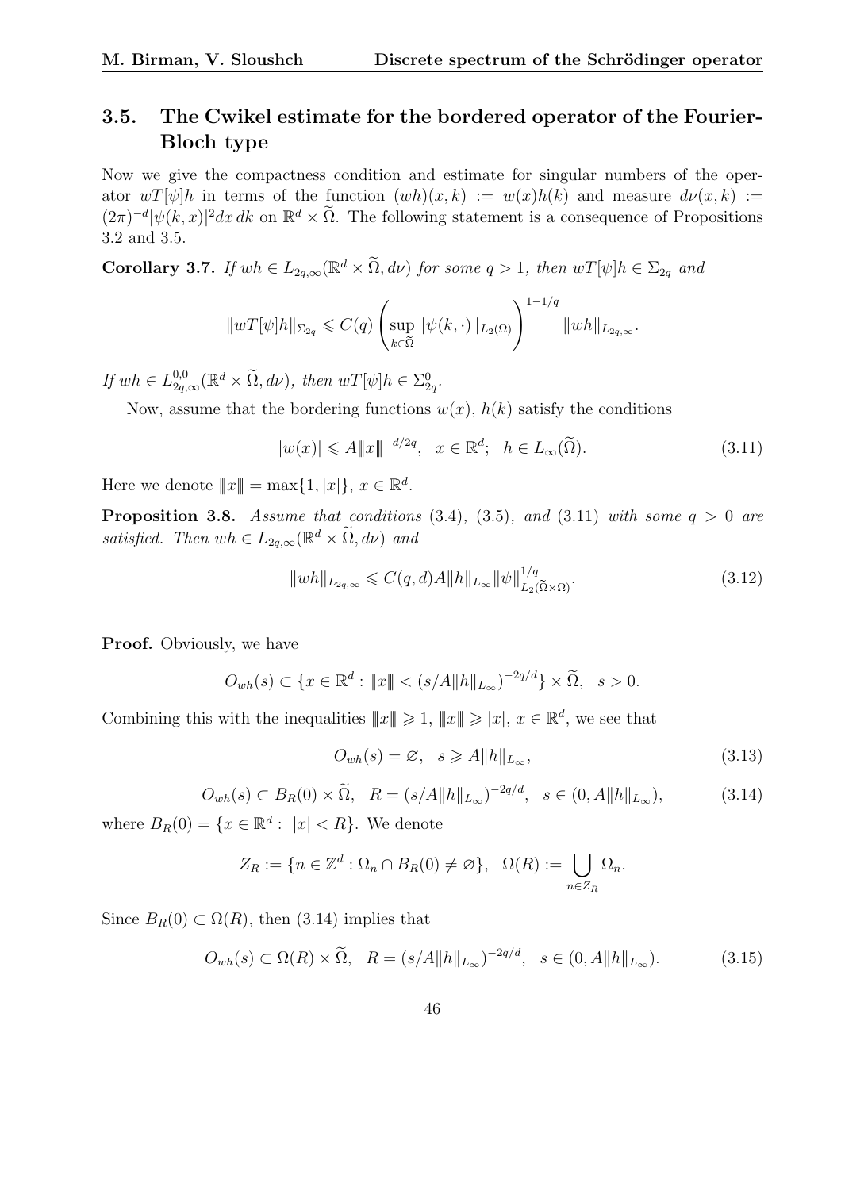## 3.5. The Cwikel estimate for the bordered operator of the Fourier-Bloch type

Now we give the compactness condition and estimate for singular numbers of the operator $wT[\psi]h$ in terms of the function $(wh)(x,k) := w(x)h(k)$ and measure $d\nu(x,k) := (2\pi)^{-d}|\psi(k,x)|^2 dx\, dk$ on $\mathbb{R}^d \times \widetilde{\Omega}$. The following statement is a consequence of Propositions 3.2 and 3.5.

**Corollary 3.7.** *If $wh \in L_{2q,\infty}(\mathbb{R}^d \times \widetilde{\Omega}, d\nu)$ for some $q > 1$, then $wT[\psi]h \in \Sigma_{2q}$ and*

$$\|wT[\psi]h\|_{\Sigma_{2q}} \leqslant C(q) \left( \sup_{k \in \widetilde{\Omega}} \|\psi(k,\cdot)\|_{L_2(\Omega)} \right)^{1-1/q} \|wh\|_{L_{2q,\infty}}.$$

*If $wh \in L^{0,0}_{2q,\infty}(\mathbb{R}^d \times \widetilde{\Omega}, d\nu)$, then $wT[\psi]h \in \Sigma^0_{2q}$.*

Now, assume that the bordering functions $w(x)$, $h(k)$ satisfy the conditions

$$|w(x)| \leqslant A \|x\|^{-d/2q}, \quad x \in \mathbb{R}^d; \quad h \in L_\infty(\widetilde{\Omega}). \tag{3.11}$$

Here we denote $\|x\| = \max\{1, |x|\}$, $x \in \mathbb{R}^d$.

**Proposition 3.8.** *Assume that conditions (3.4), (3.5), and (3.11) with some $q > 0$ are satisfied. Then $wh \in L_{2q,\infty}(\mathbb{R}^d \times \widetilde{\Omega}, d\nu)$ and*

$$\|wh\|_{L_{2q,\infty}} \leqslant C(q,d) A \|h\|_{L_\infty} \|\psi\|^{1/q}_{L_2(\widetilde{\Omega} \times \Omega)}. \tag{3.12}$$

**Proof.** Obviously, we have

$$O_{wh}(s) \subset \{x \in \mathbb{R}^d : \|x\| < (s/A\|h\|_{L_\infty})^{-2q/d}\} \times \widetilde{\Omega}, \quad s > 0.$$

Combining this with the inequalities $\|x\| \geqslant 1$, $\|x\| \geqslant |x|$, $x \in \mathbb{R}^d$, we see that

$$O_{wh}(s) = \varnothing, \quad s \geqslant A\|h\|_{L_\infty}, \tag{3.13}$$

$$O_{wh}(s) \subset B_R(0) \times \widetilde{\Omega}, \quad R = (s/A\|h\|_{L_\infty})^{-2q/d}, \quad s \in (0, A\|h\|_{L_\infty}), \tag{3.14}$$

where $B_R(0) = \{x \in \mathbb{R}^d : \ |x| < R\}$. We denote

$$Z_R := \{n \in \mathbb{Z}^d : \Omega_n \cap B_R(0) \neq \varnothing\}, \quad \Omega(R) := \bigcup_{n \in Z_R} \Omega_n.$$

Since $B_R(0) \subset \Omega(R)$, then (3.14) implies that

$$O_{wh}(s) \subset \Omega(R) \times \widetilde{\Omega}, \quad R = (s/A\|h\|_{L_\infty})^{-2q/d}, \quad s \in (0, A\|h\|_{L_\infty}). \tag{3.15}$$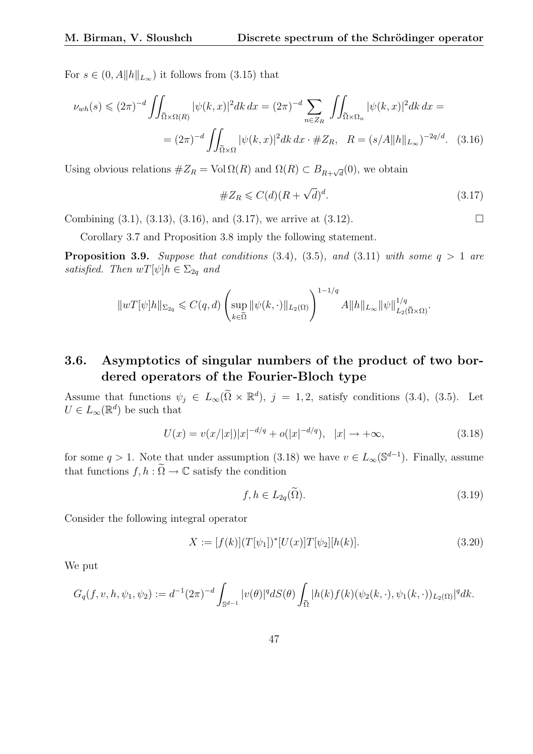For $s \in (0, A\|h\|_{L_\infty})$ it follows from (3.15) that

$$\nu_{wh}(s) \leqslant (2\pi)^{-d} \iint_{\widetilde{\Omega}\times\Omega(R)} |\psi(k,x)|^2 dk\, dx = (2\pi)^{-d} \sum_{n\in Z_R} \iint_{\widetilde{\Omega}\times\Omega_n} |\psi(k,x)|^2 dk\, dx =$$

$$= (2\pi)^{-d} \iint_{\widetilde{\Omega}\times\Omega} |\psi(k,x)|^2 dk\, dx \cdot \# Z_R, \quad R = (s/A\|h\|_{L_\infty})^{-2q/d}. \quad (3.16)$$

Using obvious relations $\# Z_R = \operatorname{Vol}\Omega(R)$ and $\Omega(R) \subset B_{R+\sqrt{d}}(0)$, we obtain

$$\# Z_R \leqslant C(d)(R+\sqrt{d})^d. \quad (3.17)$$

Combining (3.1), (3.13), (3.16), and (3.17), we arrive at (3.12). □

Corollary 3.7 and Proposition 3.8 imply the following statement.

**Proposition 3.9.** *Suppose that conditions* (3.4), (3.5), *and* (3.11) *with some* $q > 1$ *are satisfied. Then* $wT[\psi]h \in \Sigma_{2q}$ *and*

$$\|wT[\psi]h\|_{\Sigma_{2q}} \leqslant C(q,d) \left( \sup_{k\in\widetilde{\Omega}} \|\psi(k,\cdot)\|_{L_2(\Omega)} \right)^{1-1/q} A\|h\|_{L_\infty} \|\psi\|^{1/q}_{L_2(\widetilde{\Omega}\times\Omega)}.$$

## 3.6. Asymptotics of singular numbers of the product of two bordered operators of the Fourier-Bloch type

Assume that functions $\psi_j \in L_\infty(\widetilde{\Omega}\times\mathbb{R}^d)$, $j = 1,2$, satisfy conditions (3.4), (3.5). Let $U \in L_\infty(\mathbb{R}^d)$ be such that

$$U(x) = v(x/|x|)|x|^{-d/q} + o(|x|^{-d/q}), \quad |x| \to +\infty, \quad (3.18)$$

for some $q > 1$. Note that under assumption (3.18) we have $v \in L_\infty(\mathbb{S}^{d-1})$. Finally, assume that functions $f, h : \widetilde{\Omega} \to \mathbb{C}$ satisfy the condition

$$f, h \in L_{2q}(\widetilde{\Omega}). \quad (3.19)$$

Consider the following integral operator

$$X := [f(k)](T[\psi_1])^*[U(x)]T[\psi_2][h(k)]. \quad (3.20)$$

We put

$$G_q(f,v,h,\psi_1,\psi_2) := d^{-1}(2\pi)^{-d} \int_{\mathbb{S}^{d-1}} |v(\theta)|^q dS(\theta) \int_{\widetilde{\Omega}} |h(k)f(k)(\psi_2(k,\cdot),\psi_1(k,\cdot))_{L_2(\Omega)}|^q dk.$$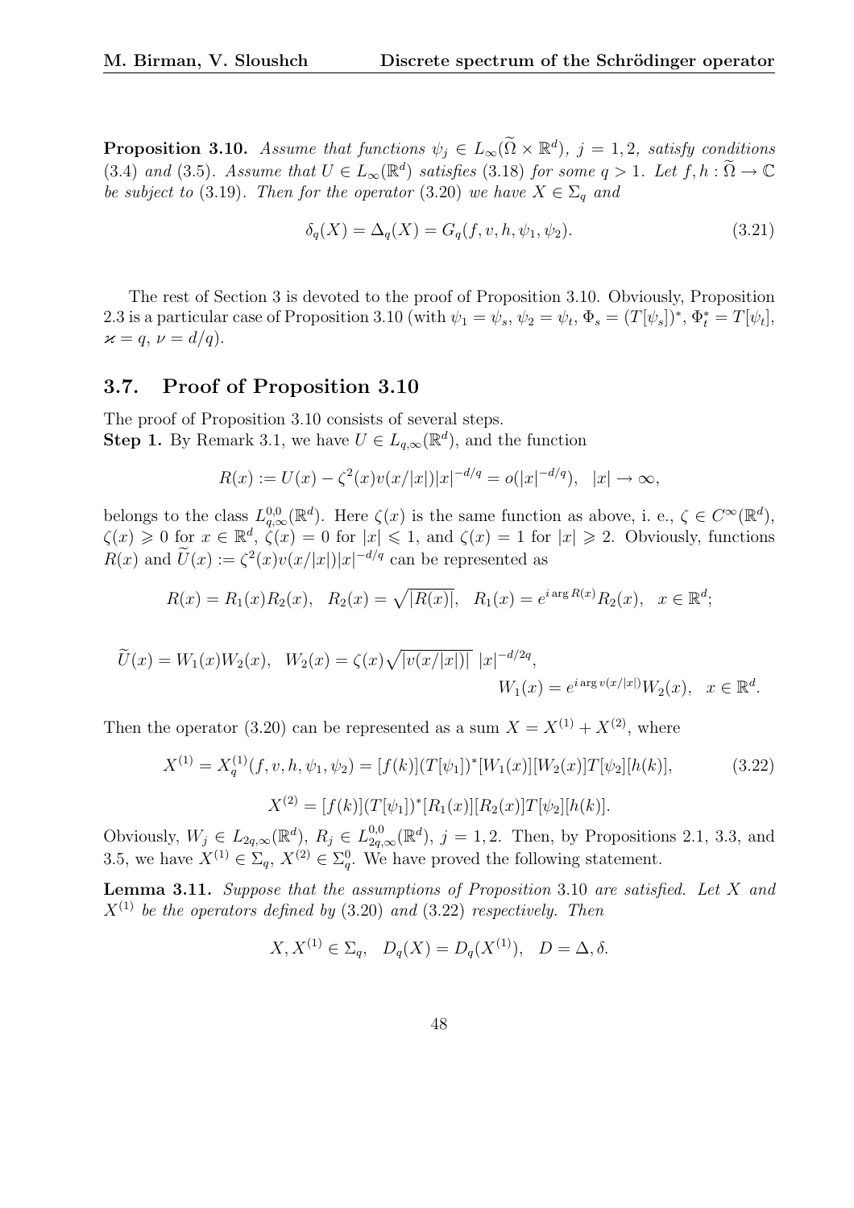**Proposition 3.10.** *Assume that functions $\psi_j \in L_\infty(\widetilde{\Omega} \times \mathbb{R}^d)$, $j = 1, 2$, satisfy conditions* (3.4) *and* (3.5)*. Assume that $U \in L_\infty(\mathbb{R}^d)$ satisfies* (3.18) *for some $q > 1$. Let $f, h : \widetilde{\Omega} \to \mathbb{C}$ be subject to* (3.19)*. Then for the operator* (3.20) *we have $X \in \Sigma_q$ and*

$$\delta_q(X) = \Delta_q(X) = G_q(f, v, h, \psi_1, \psi_2). \tag{3.21}$$

The rest of Section 3 is devoted to the proof of Proposition 3.10. Obviously, Proposition 2.3 is a particular case of Proposition 3.10 (with $\psi_1 = \psi_s$, $\psi_2 = \psi_t$, $\Phi_s = (T[\psi_s])^*$, $\Phi_t^* = T[\psi_t]$, $\varkappa = q$, $\nu = d/q$).

## 3.7. Proof of Proposition 3.10

The proof of Proposition 3.10 consists of several steps.
**Step 1.** By Remark 3.1, we have $U \in L_{q,\infty}(\mathbb{R}^d)$, and the function

$$R(x) := U(x) - \zeta^2(x) v(x/|x|)|x|^{-d/q} = o(|x|^{-d/q}), \quad |x| \to \infty,$$

belongs to the class $L_{q,\infty}^{0,0}(\mathbb{R}^d)$. Here $\zeta(x)$ is the same function as above, i. e., $\zeta \in C^\infty(\mathbb{R}^d)$, $\zeta(x) \geqslant 0$ for $x \in \mathbb{R}^d$, $\zeta(x) = 0$ for $|x| \leqslant 1$, and $\zeta(x) = 1$ for $|x| \geqslant 2$. Obviously, functions $R(x)$ and $\widetilde{U}(x) := \zeta^2(x) v(x/|x|)|x|^{-d/q}$ can be represented as

$$R(x) = R_1(x) R_2(x), \quad R_2(x) = \sqrt{|R(x)|}, \quad R_1(x) = e^{i \arg R(x)} R_2(x), \quad x \in \mathbb{R}^d;$$

$$\widetilde{U}(x) = W_1(x) W_2(x), \quad W_2(x) = \zeta(x) \sqrt{|v(x/|x|)|}\ |x|^{-d/2q},$$
$$W_1(x) = e^{i \arg v(x/|x|)} W_2(x), \quad x \in \mathbb{R}^d.$$

Then the operator (3.20) can be represented as a sum $X = X^{(1)} + X^{(2)}$, where

$$X^{(1)} = X_q^{(1)}(f, v, h, \psi_1, \psi_2) = [f(k)](T[\psi_1])^*[W_1(x)][W_2(x)]T[\psi_2][h(k)], \tag{3.22}$$

$$X^{(2)} = [f(k)](T[\psi_1])^*[R_1(x)][R_2(x)]T[\psi_2][h(k)].$$

Obviously, $W_j \in L_{2q,\infty}(\mathbb{R}^d)$, $R_j \in L_{2q,\infty}^{0,0}(\mathbb{R}^d)$, $j = 1, 2$. Then, by Propositions 2.1, 3.3, and 3.5, we have $X^{(1)} \in \Sigma_q$, $X^{(2)} \in \Sigma_q^0$. We have proved the following statement.

**Lemma 3.11.** *Suppose that the assumptions of Proposition* 3.10 *are satisfied. Let $X$ and $X^{(1)}$ be the operators defined by* (3.20) *and* (3.22) *respectively. Then*

$$X, X^{(1)} \in \Sigma_q, \quad D_q(X) = D_q(X^{(1)}), \quad D = \Delta, \delta.$$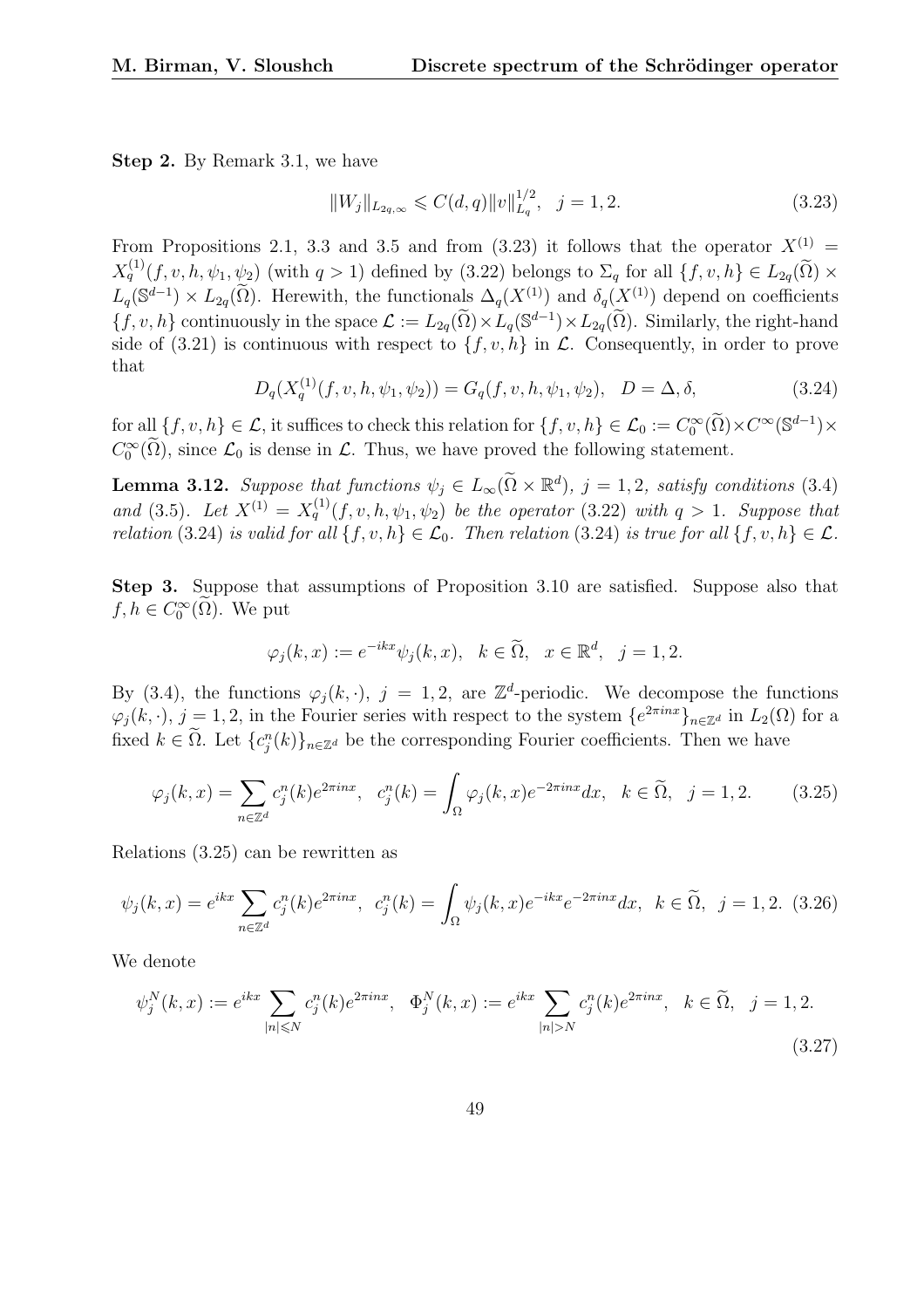**Step 2.** By Remark 3.1, we have

$$\|W_j\|_{L_{2q,\infty}} \leqslant C(d,q)\|v\|_{L_q}^{1/2}, \quad j=1,2. \tag{3.23}$$

From Propositions 2.1, 3.3 and 3.5 and from (3.23) it follows that the operator $X^{(1)} = X_q^{(1)}(f,v,h,\psi_1,\psi_2)$ (with $q>1$) defined by (3.22) belongs to $\Sigma_q$ for all $\{f,v,h\} \in L_{2q}(\widetilde{\Omega}) \times L_q(\mathbb{S}^{d-1}) \times L_{2q}(\widetilde{\Omega})$. Herewith, the functionals $\Delta_q(X^{(1)})$ and $\delta_q(X^{(1)})$ depend on coefficients $\{f,v,h\}$ continuously in the space $\mathcal{L} := L_{2q}(\widetilde{\Omega}) \times L_q(\mathbb{S}^{d-1}) \times L_{2q}(\widetilde{\Omega})$. Similarly, the right-hand side of (3.21) is continuous with respect to $\{f,v,h\}$ in $\mathcal{L}$. Consequently, in order to prove that

$$D_q(X_q^{(1)}(f,v,h,\psi_1,\psi_2)) = G_q(f,v,h,\psi_1,\psi_2), \quad D=\Delta,\delta, \tag{3.24}$$

for all $\{f,v,h\} \in \mathcal{L}$, it suffices to check this relation for $\{f,v,h\} \in \mathcal{L}_0 := C_0^\infty(\widetilde{\Omega}) \times C^\infty(\mathbb{S}^{d-1}) \times C_0^\infty(\widetilde{\Omega})$, since $\mathcal{L}_0$ is dense in $\mathcal{L}$. Thus, we have proved the following statement.

**Lemma 3.12.** *Suppose that functions $\psi_j \in L_\infty(\widetilde{\Omega} \times \mathbb{R}^d)$, $j=1,2$, satisfy conditions* (3.4) *and* (3.5)*. Let $X^{(1)} = X_q^{(1)}(f,v,h,\psi_1,\psi_2)$ be the operator* (3.22) *with $q>1$. Suppose that relation* (3.24) *is valid for all $\{f,v,h\} \in \mathcal{L}_0$. Then relation* (3.24) *is true for all $\{f,v,h\} \in \mathcal{L}$.*

**Step 3.** Suppose that assumptions of Proposition 3.10 are satisfied. Suppose also that $f,h \in C_0^\infty(\widetilde{\Omega})$. We put

$$\varphi_j(k,x) := e^{-ikx}\psi_j(k,x), \quad k \in \widetilde{\Omega}, \quad x \in \mathbb{R}^d, \quad j=1,2.$$

By (3.4), the functions $\varphi_j(k,\cdot)$, $j=1,2$, are $\mathbb{Z}^d$-periodic. We decompose the functions $\varphi_j(k,\cdot)$, $j=1,2$, in the Fourier series with respect to the system $\{e^{2\pi inx}\}_{n\in\mathbb{Z}^d}$ in $L_2(\Omega)$ for a fixed $k \in \widetilde{\Omega}$. Let $\{c_j^n(k)\}_{n\in\mathbb{Z}^d}$ be the corresponding Fourier coefficients. Then we have

$$\varphi_j(k,x) = \sum_{n\in\mathbb{Z}^d} c_j^n(k) e^{2\pi inx}, \quad c_j^n(k) = \int_\Omega \varphi_j(k,x) e^{-2\pi inx}dx, \quad k \in \widetilde{\Omega}, \quad j=1,2. \tag{3.25}$$

Relations (3.25) can be rewritten as

$$\psi_j(k,x) = e^{ikx}\sum_{n\in\mathbb{Z}^d} c_j^n(k) e^{2\pi inx}, \quad c_j^n(k) = \int_\Omega \psi_j(k,x) e^{-ikx} e^{-2\pi inx}dx, \quad k \in \widetilde{\Omega}, \quad j=1,2. \tag{3.26}$$

We denote

$$\psi_j^N(k,x) := e^{ikx}\sum_{|n|\leqslant N} c_j^n(k) e^{2\pi inx}, \quad \Phi_j^N(k,x) := e^{ikx}\sum_{|n|>N} c_j^n(k) e^{2\pi inx}, \quad k \in \widetilde{\Omega}, \quad j=1,2. \tag{3.27}$$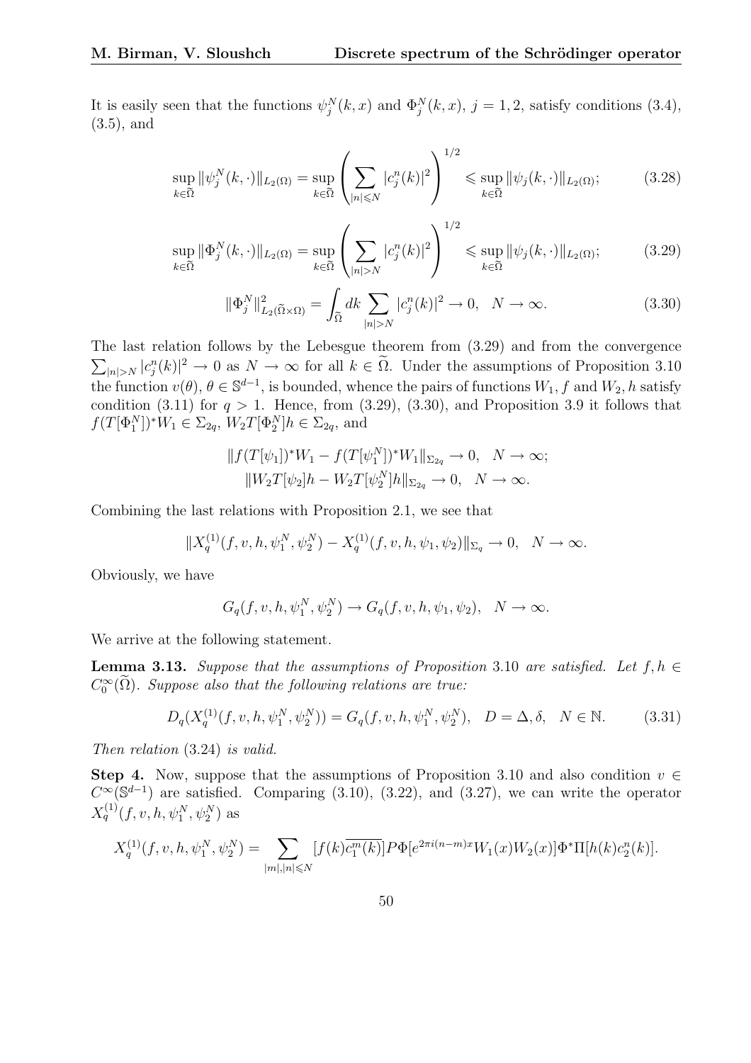It is easily seen that the functions $\psi_j^N(k,x)$ and $\Phi_j^N(k,x)$, $j=1,2$, satisfy conditions (3.4), (3.5), and

$$\sup_{k\in\widetilde{\Omega}} \|\psi_j^N(k,\cdot)\|_{L_2(\Omega)} = \sup_{k\in\widetilde{\Omega}} \left(\sum_{|n|\leqslant N} |c_j^n(k)|^2\right)^{1/2} \leqslant \sup_{k\in\widetilde{\Omega}} \|\psi_j(k,\cdot)\|_{L_2(\Omega)}; \tag{3.28}$$

$$\sup_{k\in\widetilde{\Omega}} \|\Phi_j^N(k,\cdot)\|_{L_2(\Omega)} = \sup_{k\in\widetilde{\Omega}} \left(\sum_{|n|> N} |c_j^n(k)|^2\right)^{1/2} \leqslant \sup_{k\in\widetilde{\Omega}} \|\psi_j(k,\cdot)\|_{L_2(\Omega)}; \tag{3.29}$$

$$\|\Phi_j^N\|^2_{L_2(\widetilde{\Omega}\times\Omega)} = \int_{\widetilde{\Omega}} dk \sum_{|n|>N} |c_j^n(k)|^2 \to 0, \quad N\to\infty. \tag{3.30}$$

The last relation follows by the Lebesgue theorem from (3.29) and from the convergence $\sum_{|n|>N} |c_j^n(k)|^2 \to 0$ as $N\to\infty$ for all $k\in\widetilde{\Omega}$. Under the assumptions of Proposition 3.10 the function $v(\theta)$, $\theta\in\mathbb{S}^{d-1}$, is bounded, whence the pairs of functions $W_1, f$ and $W_2, h$ satisfy condition (3.11) for $q>1$. Hence, from (3.29), (3.30), and Proposition 3.9 it follows that $f(T[\Phi_1^N])^* W_1 \in \Sigma_{2q}$, $W_2 T[\Phi_2^N]h \in \Sigma_{2q}$, and

$$\|f(T[\psi_1])^*W_1 - f(T[\psi_1^N])^*W_1\|_{\Sigma_{2q}} \to 0, \quad N\to\infty;$$
$$\|W_2T[\psi_2]h - W_2T[\psi_2^N]h\|_{\Sigma_{2q}} \to 0, \quad N\to\infty.$$

Combining the last relations with Proposition 2.1, we see that

$$\|X_q^{(1)}(f,v,h,\psi_1^N,\psi_2^N) - X_q^{(1)}(f,v,h,\psi_1,\psi_2)\|_{\Sigma_q} \to 0, \quad N\to\infty.$$

Obviously, we have

$$G_q(f,v,h,\psi_1^N,\psi_2^N) \to G_q(f,v,h,\psi_1,\psi_2), \quad N\to\infty.$$

We arrive at the following statement.

**Lemma 3.13.** *Suppose that the assumptions of Proposition* 3.10 *are satisfied. Let* $f,h\in C_0^\infty(\widetilde{\Omega})$. *Suppose also that the following relations are true:*

$$D_q(X_q^{(1)}(f,v,h,\psi_1^N,\psi_2^N)) = G_q(f,v,h,\psi_1^N,\psi_2^N), \quad D=\Delta,\delta, \quad N\in\mathbb{N}. \tag{3.31}$$

*Then relation* (3.24) *is valid.*

**Step 4.** Now, suppose that the assumptions of Proposition 3.10 and also condition $v\in C^\infty(\mathbb{S}^{d-1})$ are satisfied. Comparing (3.10), (3.22), and (3.27), we can write the operator $X_q^{(1)}(f,v,h,\psi_1^N,\psi_2^N)$ as

$$X_q^{(1)}(f,v,h,\psi_1^N,\psi_2^N) = \sum_{|m|,|n|\leqslant N} [f(k)\overline{c_1^m(k)}] P\Phi[e^{2\pi i(n-m)x}W_1(x)W_2(x)]\Phi^*\Pi[h(k)c_2^n(k)].$$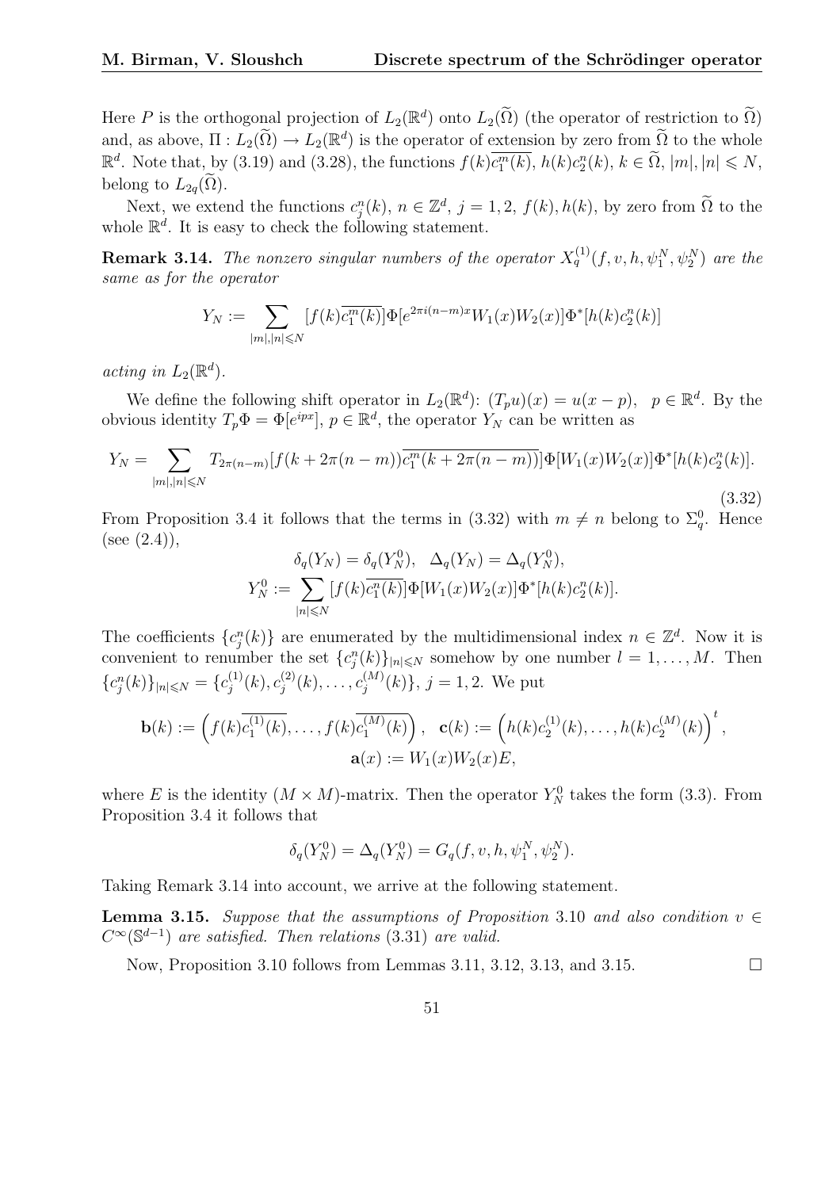Here $P$ is the orthogonal projection of $L_2(\mathbb{R}^d)$ onto $L_2(\widetilde{\Omega})$ (the operator of restriction to $\widetilde{\Omega}$) and, as above, $\Pi : L_2(\widetilde{\Omega}) \to L_2(\mathbb{R}^d)$ is the operator of extension by zero from $\widetilde{\Omega}$ to the whole $\mathbb{R}^d$. Note that, by (3.19) and (3.28), the functions $f(k)\overline{c_1^m(k)}$, $h(k)c_2^n(k)$, $k \in \widetilde{\Omega}$, $|m|, |n| \leqslant N$, belong to $L_{2q}(\widetilde{\Omega})$.

Next, we extend the functions $c_j^n(k)$, $n \in \mathbb{Z}^d$, $j = 1, 2$, $f(k), h(k)$, by zero from $\widetilde{\Omega}$ to the whole $\mathbb{R}^d$. It is easy to check the following statement.

**Remark 3.14.** *The nonzero singular numbers of the operator $X_q^{(1)}(f, v, h, \psi_1^N, \psi_2^N)$ are the same as for the operator*

$$Y_N := \sum_{|m|,|n| \leqslant N} [f(k)\overline{c_1^m(k)}]\Phi[e^{2\pi i(n-m)x}W_1(x)W_2(x)]\Phi^*[h(k)c_2^n(k)]$$

*acting in $L_2(\mathbb{R}^d)$.*

We define the following shift operator in $L_2(\mathbb{R}^d)$: $(T_p u)(x) = u(x - p)$, $p \in \mathbb{R}^d$. By the obvious identity $T_p\Phi = \Phi[e^{ipx}]$, $p \in \mathbb{R}^d$, the operator $Y_N$ can be written as

$$Y_N = \sum_{|m|,|n| \leqslant N} T_{2\pi(n-m)}[f(k + 2\pi(n-m))\overline{c_1^m(k + 2\pi(n-m))}]\Phi[W_1(x)W_2(x)]\Phi^*[h(k)c_2^n(k)]. \tag{3.32}$$

From Proposition 3.4 it follows that the terms in (3.32) with $m \neq n$ belong to $\Sigma_q^0$. Hence (see (2.4)),

$$\delta_q(Y_N) = \delta_q(Y_N^0), \quad \Delta_q(Y_N) = \Delta_q(Y_N^0),$$
$$Y_N^0 := \sum_{|n| \leqslant N} [f(k)\overline{c_1^n(k)}]\Phi[W_1(x)W_2(x)]\Phi^*[h(k)c_2^n(k)].$$

The coefficients $\{c_j^n(k)\}$ are enumerated by the multidimensional index $n \in \mathbb{Z}^d$. Now it is convenient to renumber the set $\{c_j^n(k)\}_{|n| \leqslant N}$ somehow by one number $l = 1, \ldots, M$. Then $\{c_j^n(k)\}_{|n| \leqslant N} = \{c_j^{(1)}(k), c_j^{(2)}(k), \ldots, c_j^{(M)}(k)\}$, $j = 1, 2$. We put

$$\mathbf{b}(k) := \left(f(k)\overline{c_1^{(1)}(k)}, \ldots, f(k)\overline{c_1^{(M)}(k)}\right), \quad \mathbf{c}(k) := \left(h(k)c_2^{(1)}(k), \ldots, h(k)c_2^{(M)}(k)\right)^t,$$
$$\mathbf{a}(x) := W_1(x)W_2(x)E,$$

where $E$ is the identity $(M \times M)$-matrix. Then the operator $Y_N^0$ takes the form (3.3). From Proposition 3.4 it follows that

$$\delta_q(Y_N^0) = \Delta_q(Y_N^0) = G_q(f, v, h, \psi_1^N, \psi_2^N).$$

Taking Remark 3.14 into account, we arrive at the following statement.

**Lemma 3.15.** *Suppose that the assumptions of Proposition* 3.10 *and also condition $v \in C^\infty(\mathbb{S}^{d-1})$ are satisfied. Then relations* (3.31) *are valid.*

Now, Proposition 3.10 follows from Lemmas 3.11, 3.12, 3.13, and 3.15. $\square$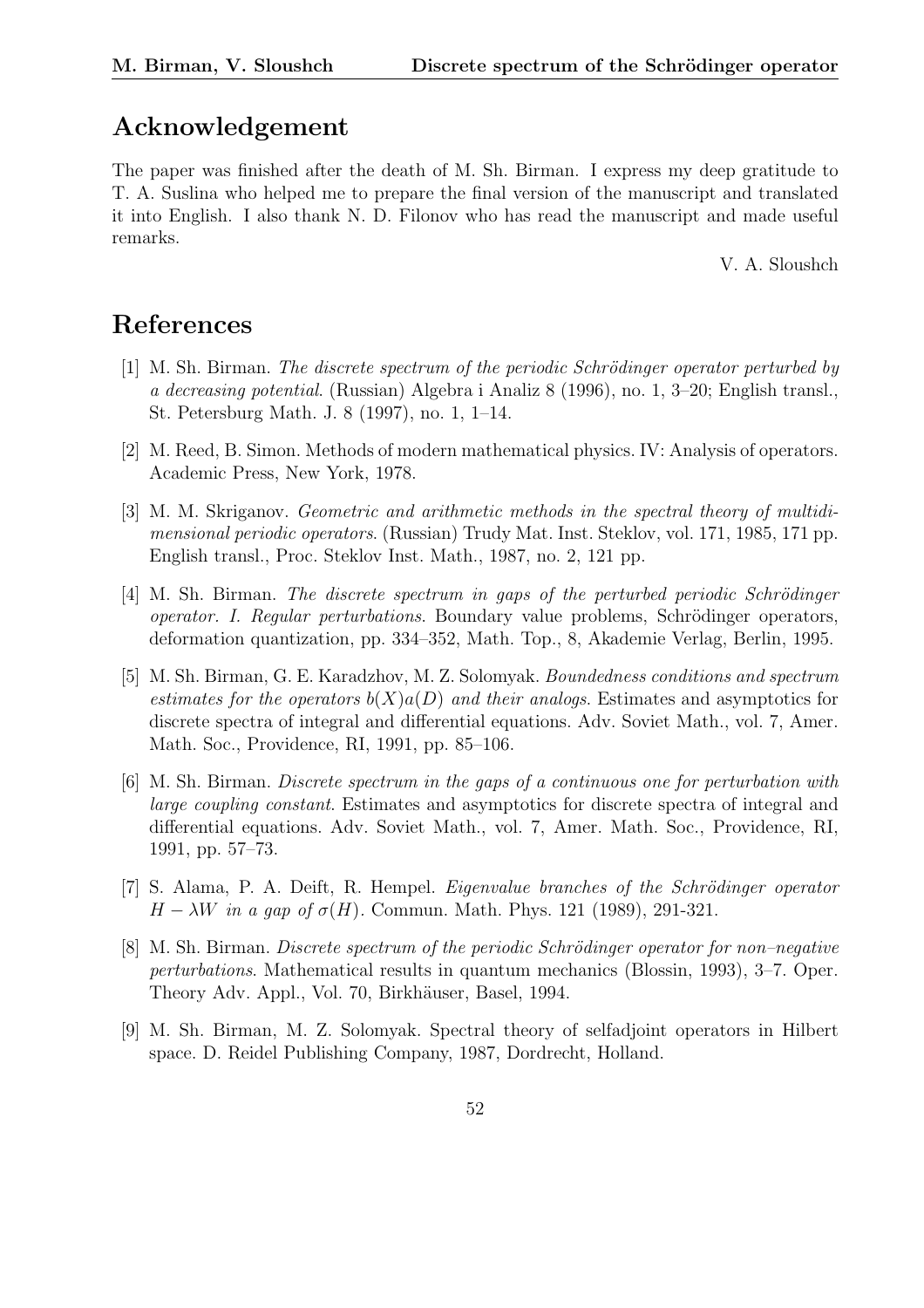## Acknowledgement

The paper was finished after the death of M. Sh. Birman. I express my deep gratitude to T. A. Suslina who helped me to prepare the final version of the manuscript and translated it into English. I also thank N. D. Filonov who has read the manuscript and made useful remarks.

V. A. Sloushch

## References

[1] M. Sh. Birman. *The discrete spectrum of the periodic Schrödinger operator perturbed by a decreasing potential*. (Russian) Algebra i Analiz 8 (1996), no. 1, 3–20; English transl., St. Petersburg Math. J. 8 (1997), no. 1, 1–14.

[2] M. Reed, B. Simon. Methods of modern mathematical physics. IV: Analysis of operators. Academic Press, New York, 1978.

[3] M. M. Skriganov. *Geometric and arithmetic methods in the spectral theory of multidimensional periodic operators*. (Russian) Trudy Mat. Inst. Steklov, vol. 171, 1985, 171 pp. English transl., Proc. Steklov Inst. Math., 1987, no. 2, 121 pp.

[4] M. Sh. Birman. *The discrete spectrum in gaps of the perturbed periodic Schrödinger operator. I. Regular perturbations*. Boundary value problems, Schrödinger operators, deformation quantization, pp. 334–352, Math. Top., 8, Akademie Verlag, Berlin, 1995.

[5] M. Sh. Birman, G. E. Karadzhov, M. Z. Solomyak. *Boundedness conditions and spectrum estimates for the operators $b(X)a(D)$ and their analogs*. Estimates and asymptotics for discrete spectra of integral and differential equations. Adv. Soviet Math., vol. 7, Amer. Math. Soc., Providence, RI, 1991, pp. 85–106.

[6] M. Sh. Birman. *Discrete spectrum in the gaps of a continuous one for perturbation with large coupling constant*. Estimates and asymptotics for discrete spectra of integral and differential equations. Adv. Soviet Math., vol. 7, Amer. Math. Soc., Providence, RI, 1991, pp. 57–73.

[7] S. Alama, P. A. Deift, R. Hempel. *Eigenvalue branches of the Schrödinger operator $H - \lambda W$ in a gap of $\sigma(H)$*. Commun. Math. Phys. 121 (1989), 291-321.

[8] M. Sh. Birman. *Discrete spectrum of the periodic Schrödinger operator for non–negative perturbations*. Mathematical results in quantum mechanics (Blossin, 1993), 3–7. Oper. Theory Adv. Appl., Vol. 70, Birkhäuser, Basel, 1994.

[9] M. Sh. Birman, M. Z. Solomyak. Spectral theory of selfadjoint operators in Hilbert space. D. Reidel Publishing Company, 1987, Dordrecht, Holland.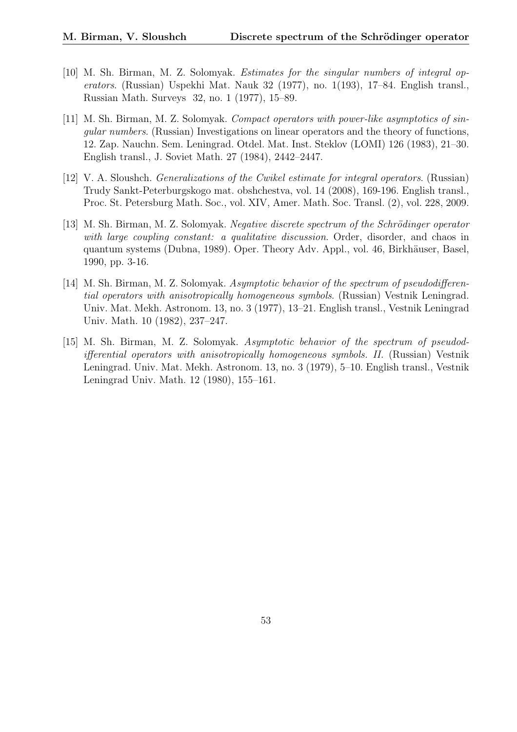[10] M. Sh. Birman, M. Z. Solomyak. *Estimates for the singular numbers of integral operators*. (Russian) Uspekhi Mat. Nauk 32 (1977), no. 1(193), 17–84. English transl., Russian Math. Surveys 32, no. 1 (1977), 15–89.

[11] M. Sh. Birman, M. Z. Solomyak. *Compact operators with power-like asymptotics of singular numbers*. (Russian) Investigations on linear operators and the theory of functions, 12. Zap. Nauchn. Sem. Leningrad. Otdel. Mat. Inst. Steklov (LOMI) 126 (1983), 21–30. English transl., J. Soviet Math. 27 (1984), 2442–2447.

[12] V. A. Sloushch. *Generalizations of the Cwikel estimate for integral operators*. (Russian) Trudy Sankt-Peterburgskogo mat. obshchestva, vol. 14 (2008), 169-196. English transl., Proc. St. Petersburg Math. Soc., vol. XIV, Amer. Math. Soc. Transl. (2), vol. 228, 2009.

[13] M. Sh. Birman, M. Z. Solomyak. *Negative discrete spectrum of the Schrödinger operator with large coupling constant: a qualitative discussion*. Order, disorder, and chaos in quantum systems (Dubna, 1989). Oper. Theory Adv. Appl., vol. 46, Birkhäuser, Basel, 1990, pp. 3-16.

[14] M. Sh. Birman, M. Z. Solomyak. *Asymptotic behavior of the spectrum of pseudodifferential operators with anisotropically homogeneous symbols*. (Russian) Vestnik Leningrad. Univ. Mat. Mekh. Astronom. 13, no. 3 (1977), 13–21. English transl., Vestnik Leningrad Univ. Math. 10 (1982), 237–247.

[15] M. Sh. Birman, M. Z. Solomyak. *Asymptotic behavior of the spectrum of pseudodifferential operators with anisotropically homogeneous symbols. II.* (Russian) Vestnik Leningrad. Univ. Mat. Mekh. Astronom. 13, no. 3 (1979), 5–10. English transl., Vestnik Leningrad Univ. Math. 12 (1980), 155–161.